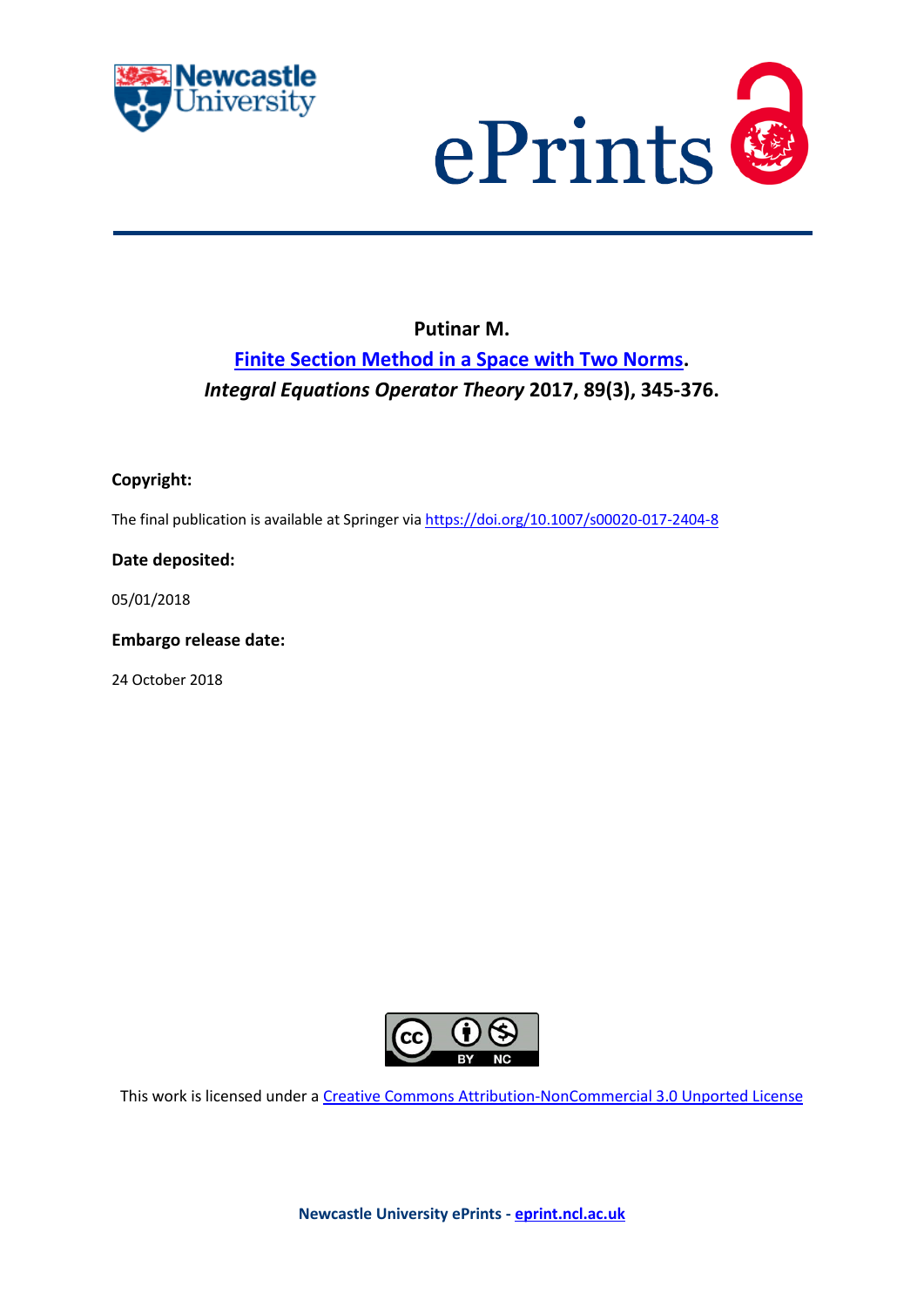**Putinar M.**

**[Finite Section Method in a Space with Two Norms](https://doi.org/10.1007/s00020-017-2404-8).**

***Integral Equations Operator Theory* 2017, 89(3), 345-376.**

**Copyright:**

The final publication is available at Springer via https://doi.org/10.1007/s00020-017-2404-8

**Date deposited:**

05/01/2018

**Embargo release date:**

24 October 2018

This work is licensed under a Creative Commons Attribution-NonCommercial 3.0 Unported License

**Newcastle University ePrints - eprint.ncl.ac.uk**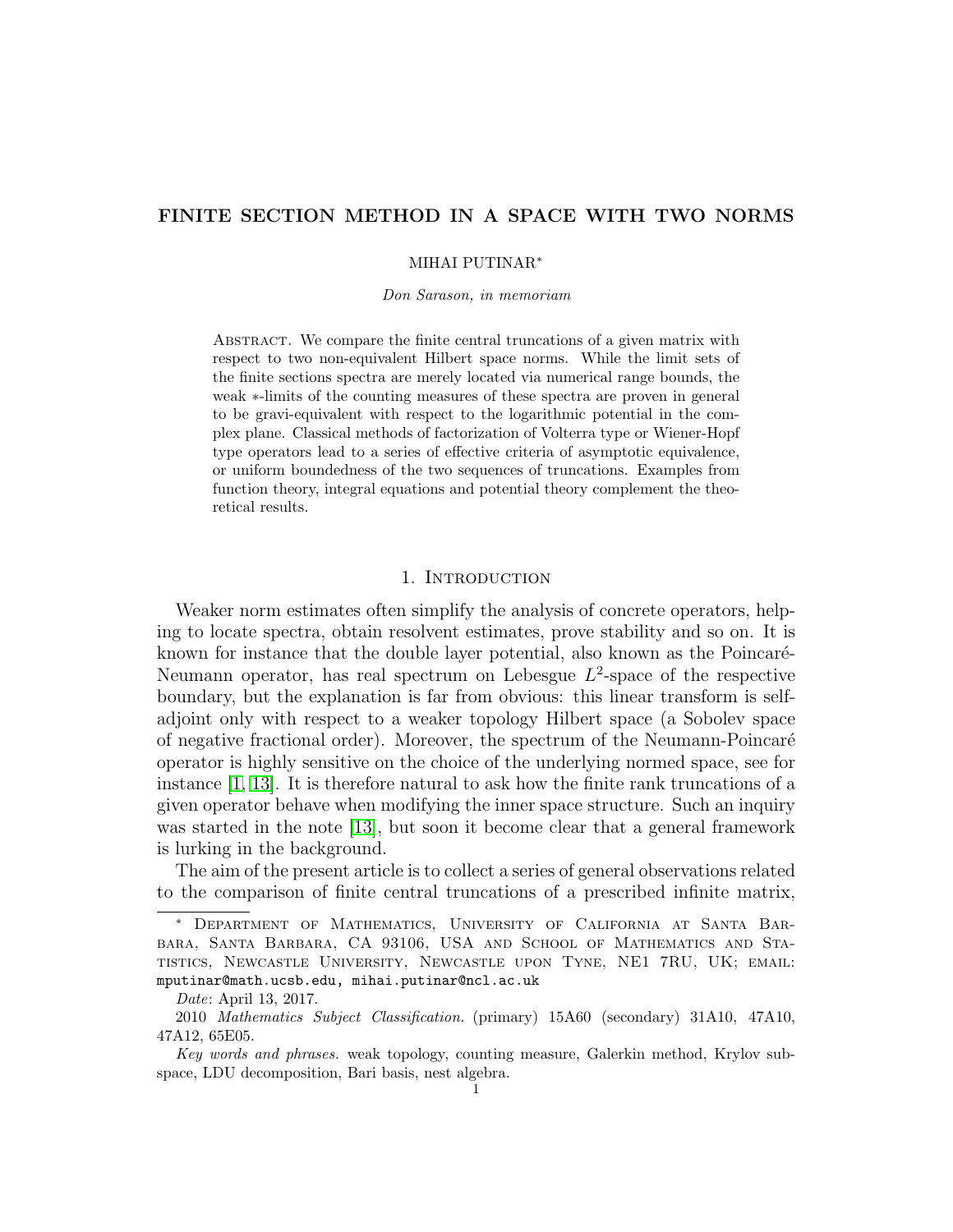# FINITE SECTION METHOD IN A SPACE WITH TWO NORMS

MIHAI PUTINAR*

*Don Sarason, in memoriam*

Abstract. We compare the finite central truncations of a given matrix with respect to two non-equivalent Hilbert space norms. While the limit sets of the finite sections spectra are merely located via numerical range bounds, the weak $*$-limits of the counting measures of these spectra are proven in general to be gravi-equivalent with respect to the logarithmic potential in the complex plane. Classical methods of factorization of Volterra type or Wiener-Hopf type operators lead to a series of effective criteria of asymptotic equivalence, or uniform boundedness of the two sequences of truncations. Examples from function theory, integral equations and potential theory complement the theoretical results.

## 1. Introduction

Weaker norm estimates often simplify the analysis of concrete operators, helping to locate spectra, obtain resolvent estimates, prove stability and so on. It is known for instance that the double layer potential, also known as the Poincaré-Neumann operator, has real spectrum on Lebesgue $L^2$-space of the respective boundary, but the explanation is far from obvious: this linear transform is self-adjoint only with respect to a weaker topology Hilbert space (a Sobolev space of negative fractional order). Moreover, the spectrum of the Neumann-Poincaré operator is highly sensitive on the choice of the underlying normed space, see for instance [1, 13]. It is therefore natural to ask how the finite rank truncations of a given operator behave when modifying the inner space structure. Such an inquiry was started in the note [13], but soon it become clear that a general framework is lurking in the background.

The aim of the present article is to collect a series of general observations related to the comparison of finite central truncations of a prescribed infinite matrix,

---

* Department of Mathematics, University of California at Santa Barbara, Santa Barbara, CA 93106, USA and School of Mathematics and Statistics, Newcastle University, Newcastle upon Tyne, NE1 7RU, UK; email: mputinar@math.ucsb.edu, mihai.putinar@ncl.ac.uk

*Date*: April 13, 2017.

2010 *Mathematics Subject Classification.* (primary) 15A60 (secondary) 31A10, 47A10, 47A12, 65E05.

*Key words and phrases.* weak topology, counting measure, Galerkin method, Krylov subspace, LDU decomposition, Bari basis, nest algebra.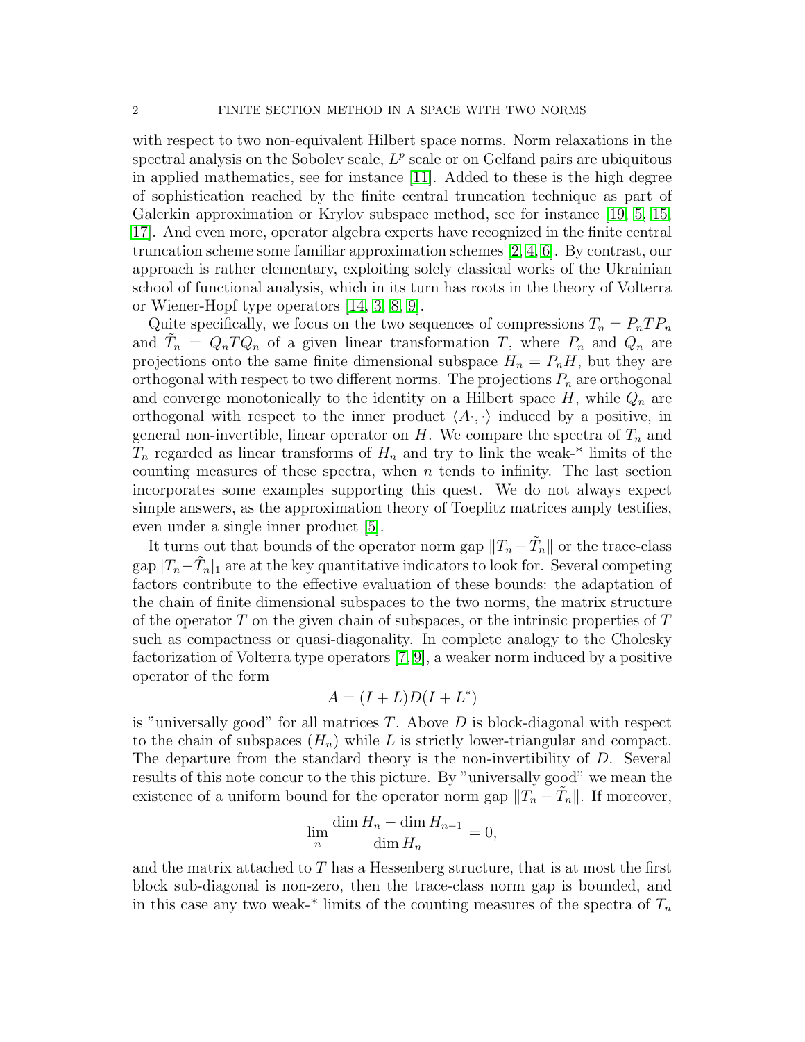with respect to two non-equivalent Hilbert space norms. Norm relaxations in the spectral analysis on the Sobolev scale, $L^p$ scale or on Gelfand pairs are ubiquitous in applied mathematics, see for instance [11]. Added to these is the high degree of sophistication reached by the finite central truncation technique as part of Galerkin approximation or Krylov subspace method, see for instance [19, 5, 15, 17]. And even more, operator algebra experts have recognized in the finite central truncation scheme some familiar approximation schemes [2, 4, 6]. By contrast, our approach is rather elementary, exploiting solely classical works of the Ukrainian school of functional analysis, which in its turn has roots in the theory of Volterra or Wiener-Hopf type operators [14, 3, 8, 9].

Quite specifically, we focus on the two sequences of compressions $T_n = P_nTP_n$ and $\tilde{T}_n = Q_nTQ_n$ of a given linear transformation $T$, where $P_n$ and $Q_n$ are projections onto the same finite dimensional subspace $H_n = P_nH$, but they are orthogonal with respect to two different norms. The projections $P_n$ are orthogonal and converge monotonically to the identity on a Hilbert space $H$, while $Q_n$ are orthogonal with respect to the inner product $\langle A\cdot, \cdot\rangle$ induced by a positive, in general non-invertible, linear operator on $H$. We compare the spectra of $T_n$ and $T_n$ regarded as linear transforms of $H_n$ and try to link the weak-* limits of the counting measures of these spectra, when $n$ tends to infinity. The last section incorporates some examples supporting this quest. We do not always expect simple answers, as the approximation theory of Toeplitz matrices amply testifies, even under a single inner product [5].

It turns out that bounds of the operator norm gap $\|T_n - \tilde{T}_n\|$ or the trace-class gap $|T_n - \tilde{T}_n|_1$ are at the key quantitative indicators to look for. Several competing factors contribute to the effective evaluation of these bounds: the adaptation of the chain of finite dimensional subspaces to the two norms, the matrix structure of the operator $T$ on the given chain of subspaces, or the intrinsic properties of $T$ such as compactness or quasi-diagonality. In complete analogy to the Cholesky factorization of Volterra type operators [7, 9], a weaker norm induced by a positive operator of the form

$$A = (I + L)D(I + L^*)$$

is "universally good" for all matrices $T$. Above $D$ is block-diagonal with respect to the chain of subspaces $(H_n)$ while $L$ is strictly lower-triangular and compact. The departure from the standard theory is the non-invertibility of $D$. Several results of this note concur to the this picture. By "universally good" we mean the existence of a uniform bound for the operator norm gap $\|T_n - \tilde{T}_n\|$. If moreover,

$$\lim_n \frac{\dim H_n - \dim H_{n-1}}{\dim H_n} = 0,$$

and the matrix attached to $T$ has a Hessenberg structure, that is at most the first block sub-diagonal is non-zero, then the trace-class norm gap is bounded, and in this case any two weak-* limits of the counting measures of the spectra of $T_n$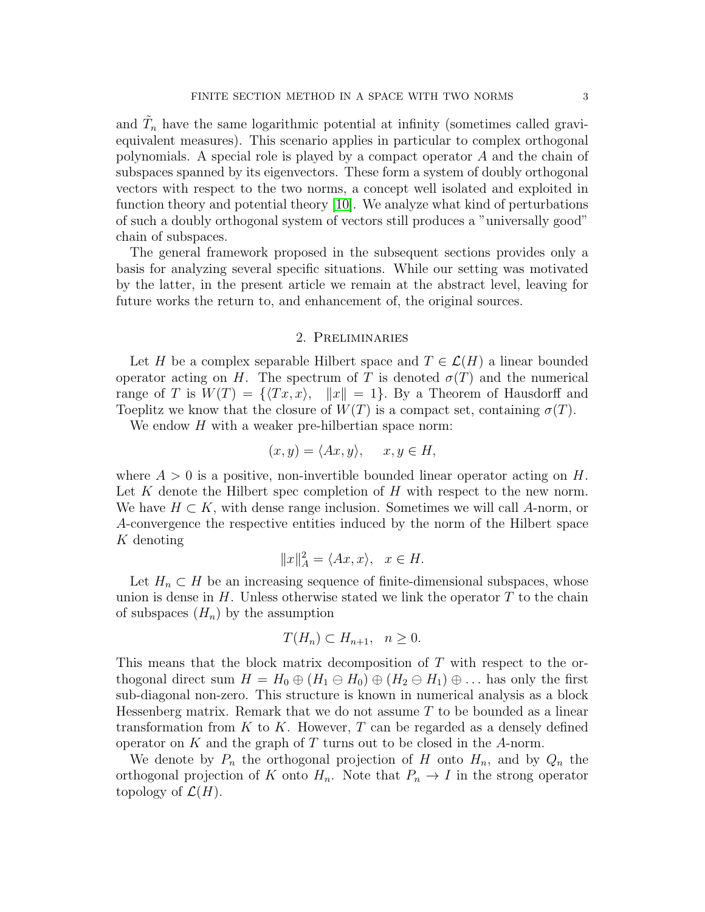and $\tilde{T}_n$ have the same logarithmic potential at infinity (sometimes called gravi-equivalent measures). This scenario applies in particular to complex orthogonal polynomials. A special role is played by a compact operator $A$ and the chain of subspaces spanned by its eigenvectors. These form a system of doubly orthogonal vectors with respect to the two norms, a concept well isolated and exploited in function theory and potential theory [10]. We analyze what kind of perturbations of such a doubly orthogonal system of vectors still produces a "universally good" chain of subspaces.

The general framework proposed in the subsequent sections provides only a basis for analyzing several specific situations. While our setting was motivated by the latter, in the present article we remain at the abstract level, leaving for future works the return to, and enhancement of, the original sources.

## 2. Preliminaries

Let $H$ be a complex separable Hilbert space and $T \in \mathcal{L}(H)$ a linear bounded operator acting on $H$. The spectrum of $T$ is denoted $\sigma(T)$ and the numerical range of $T$ is $W(T) = \{\langle Tx, x\rangle, \quad \|x\| = 1\}$. By a Theorem of Hausdorff and Toeplitz we know that the closure of $W(T)$ is a compact set, containing $\sigma(T)$.

We endow $H$ with a weaker pre-hilbertian space norm:

$$(x, y) = \langle Ax, y\rangle, \qquad x, y \in H,$$

where $A > 0$ is a positive, non-invertible bounded linear operator acting on $H$. Let $K$ denote the Hilbert spec completion of $H$ with respect to the new norm. We have $H \subset K$, with dense range inclusion. Sometimes we will call $A$-norm, or $A$-convergence the respective entities induced by the norm of the Hilbert space $K$ denoting

$$\|x\|_A^2 = \langle Ax, x\rangle, \quad x \in H.$$

Let $H_n \subset H$ be an increasing sequence of finite-dimensional subspaces, whose union is dense in $H$. Unless otherwise stated we link the operator $T$ to the chain of subspaces $(H_n)$ by the assumption

$$T(H_n) \subset H_{n+1}, \quad n \geq 0.$$

This means that the block matrix decomposition of $T$ with respect to the orthogonal direct sum $H = H_0 \oplus (H_1 \ominus H_0) \oplus (H_2 \ominus H_1) \oplus \ldots$ has only the first sub-diagonal non-zero. This structure is known in numerical analysis as a block Hessenberg matrix. Remark that we do not assume $T$ to be bounded as a linear transformation from $K$ to $K$. However, $T$ can be regarded as a densely defined operator on $K$ and the graph of $T$ turns out to be closed in the $A$-norm.

We denote by $P_n$ the orthogonal projection of $H$ onto $H_n$, and by $Q_n$ the orthogonal projection of $K$ onto $H_n$. Note that $P_n \to I$ in the strong operator topology of $\mathcal{L}(H)$.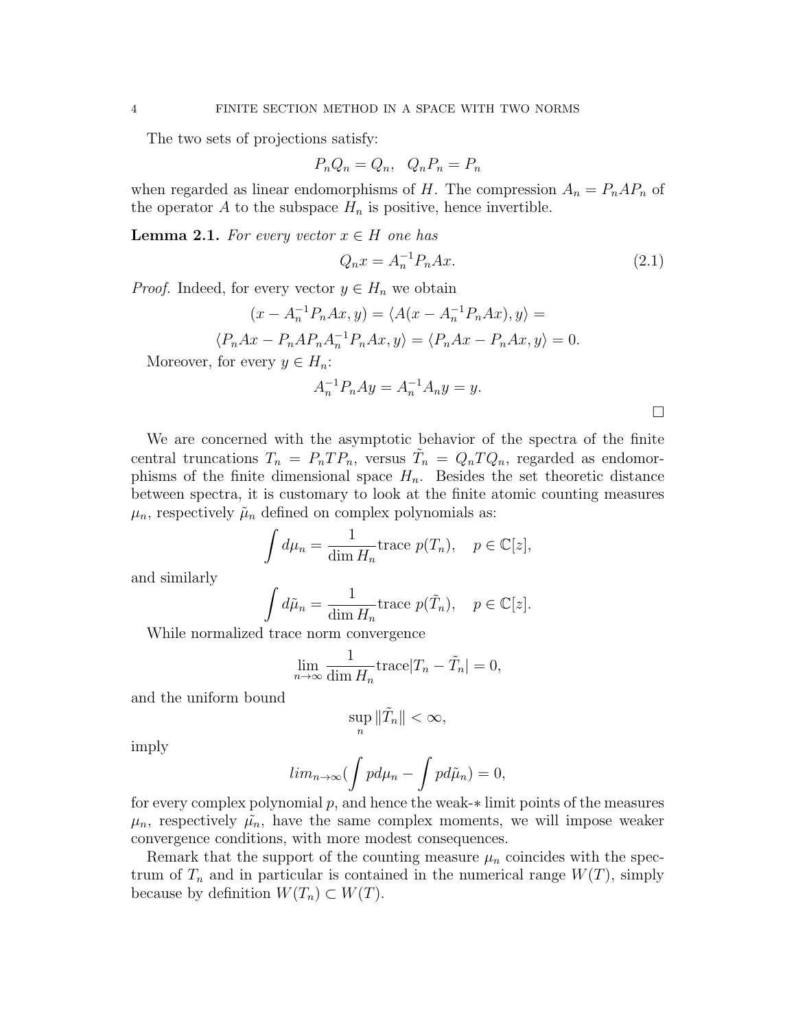The two sets of projections satisfy:

$$P_nQ_n = Q_n, \quad Q_nP_n = P_n$$

when regarded as linear endomorphisms of $H$. The compression $A_n = P_nAP_n$ of the operator $A$ to the subspace $H_n$ is positive, hence invertible.

**Lemma 2.1.** *For every vector $x \in H$ one has*

$$Q_nx = A_n^{-1}P_nAx. \tag{2.1}$$

*Proof.* Indeed, for every vector $y \in H_n$ we obtain

$$(x - A_n^{-1}P_nAx, y) = \langle A(x - A_n^{-1}P_nAx), y\rangle =$$

$$\langle P_nAx - P_nAP_nA_n^{-1}P_nAx, y\rangle = \langle P_nAx - P_nAx, y\rangle = 0.$$

Moreover, for every $y \in H_n$:

$$A_n^{-1}P_nAy = A_n^{-1}A_ny = y.$$

□

We are concerned with the asymptotic behavior of the spectra of the finite central truncations $T_n = P_nTP_n$, versus $\tilde{T}_n = Q_nTQ_n$, regarded as endomorphisms of the finite dimensional space $H_n$. Besides the set theoretic distance between spectra, it is customary to look at the finite atomic counting measures $\mu_n$, respectively $\tilde{\mu}_n$ defined on complex polynomials as:

$$\int d\mu_n = \frac{1}{\dim H_n}\text{trace } p(T_n), \quad p \in \mathbb{C}[z],$$

and similarly

$$\int d\tilde{\mu}_n = \frac{1}{\dim H_n}\text{trace } p(\tilde{T}_n), \quad p \in \mathbb{C}[z].$$

While normalized trace norm convergence

$$\lim_{n\to\infty} \frac{1}{\dim H_n}\text{trace}|T_n - \tilde{T}_n| = 0,$$

and the uniform bound

$$\sup_n \|\tilde{T}_n\| < \infty,$$

imply

$$lim_{n\to\infty}(\int p d\mu_n - \int p d\tilde{\mu}_n) = 0,$$

for every complex polynomial $p$, and hence the weak-$*$ limit points of the measures $\mu_n$, respectively $\tilde{\mu_n}$, have the same complex moments, we will impose weaker convergence conditions, with more modest consequences.

Remark that the support of the counting measure $\mu_n$ coincides with the spectrum of $T_n$ and in particular is contained in the numerical range $W(T)$, simply because by definition $W(T_n) \subset W(T)$.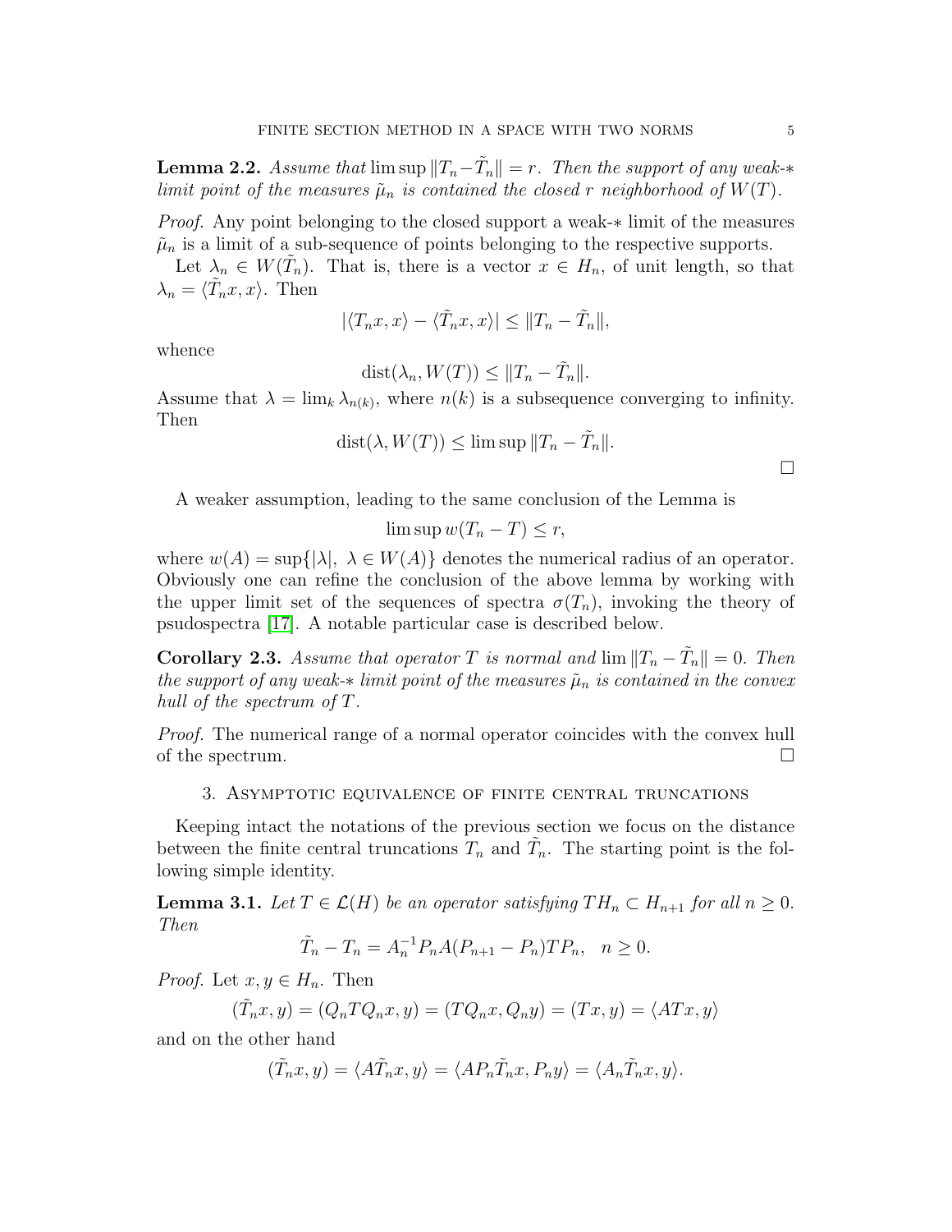**Lemma 2.2.** *Assume that* $\limsup \|T_n - \tilde{T}_n\| = r$. *Then the support of any weak-$*$ limit point of the measures $\tilde{\mu}_n$ is contained the closed $r$ neighborhood of $W(T)$.*

*Proof.* Any point belonging to the closed support a weak-$*$ limit of the measures $\tilde{\mu}_n$ is a limit of a sub-sequence of points belonging to the respective supports.

Let $\lambda_n \in W(\tilde{T}_n)$. That is, there is a vector $x \in H_n$, of unit length, so that $\lambda_n = \langle \tilde{T}_n x, x\rangle$. Then

$$|\langle T_n x, x\rangle - \langle \tilde{T}_n x, x\rangle| \leq \|T_n - \tilde{T}_n\|,$$

whence

$$\operatorname{dist}(\lambda_n, W(T)) \leq \|T_n - \tilde{T}_n\|.$$

Assume that $\lambda = \lim_k \lambda_{n(k)}$, where $n(k)$ is a subsequence converging to infinity. Then

$$\operatorname{dist}(\lambda, W(T)) \leq \limsup \|T_n - \tilde{T}_n\|.$$

$\square$

A weaker assumption, leading to the same conclusion of the Lemma is

$$\limsup w(T_n - T) \leq r,$$

where $w(A) = \sup\{|\lambda|,\ \lambda \in W(A)\}$ denotes the numerical radius of an operator. Obviously one can refine the conclusion of the above lemma by working with the upper limit set of the sequences of spectra $\sigma(T_n)$, invoking the theory of psudospectra [17]. A notable particular case is described below.

**Corollary 2.3.** *Assume that operator $T$ is normal and* $\lim \|T_n - \tilde{T}_n\| = 0$. *Then the support of any weak-$*$ limit point of the measures $\tilde{\mu}_n$ is contained in the convex hull of the spectrum of $T$.*

*Proof.* The numerical range of a normal operator coincides with the convex hull of the spectrum. $\square$

## 3. Asymptotic equivalence of finite central truncations

Keeping intact the notations of the previous section we focus on the distance between the finite central truncations $T_n$ and $\tilde{T}_n$. The starting point is the following simple identity.

**Lemma 3.1.** *Let $T \in \mathcal{L}(H)$ be an operator satisfying $TH_n \subset H_{n+1}$ for all $n \geq 0$. Then*

$$\tilde{T}_n - T_n = A_n^{-1} P_n A (P_{n+1} - P_n) T P_n, \quad n \geq 0.$$

*Proof.* Let $x, y \in H_n$. Then

$$(\tilde{T}_n x, y) = (Q_n T Q_n x, y) = (T Q_n x, Q_n y) = (Tx, y) = \langle ATx, y\rangle$$

and on the other hand

$$(\tilde{T}_n x, y) = \langle A\tilde{T}_n x, y\rangle = \langle AP_n \tilde{T}_n x, P_n y\rangle = \langle A_n \tilde{T}_n x, y\rangle.$$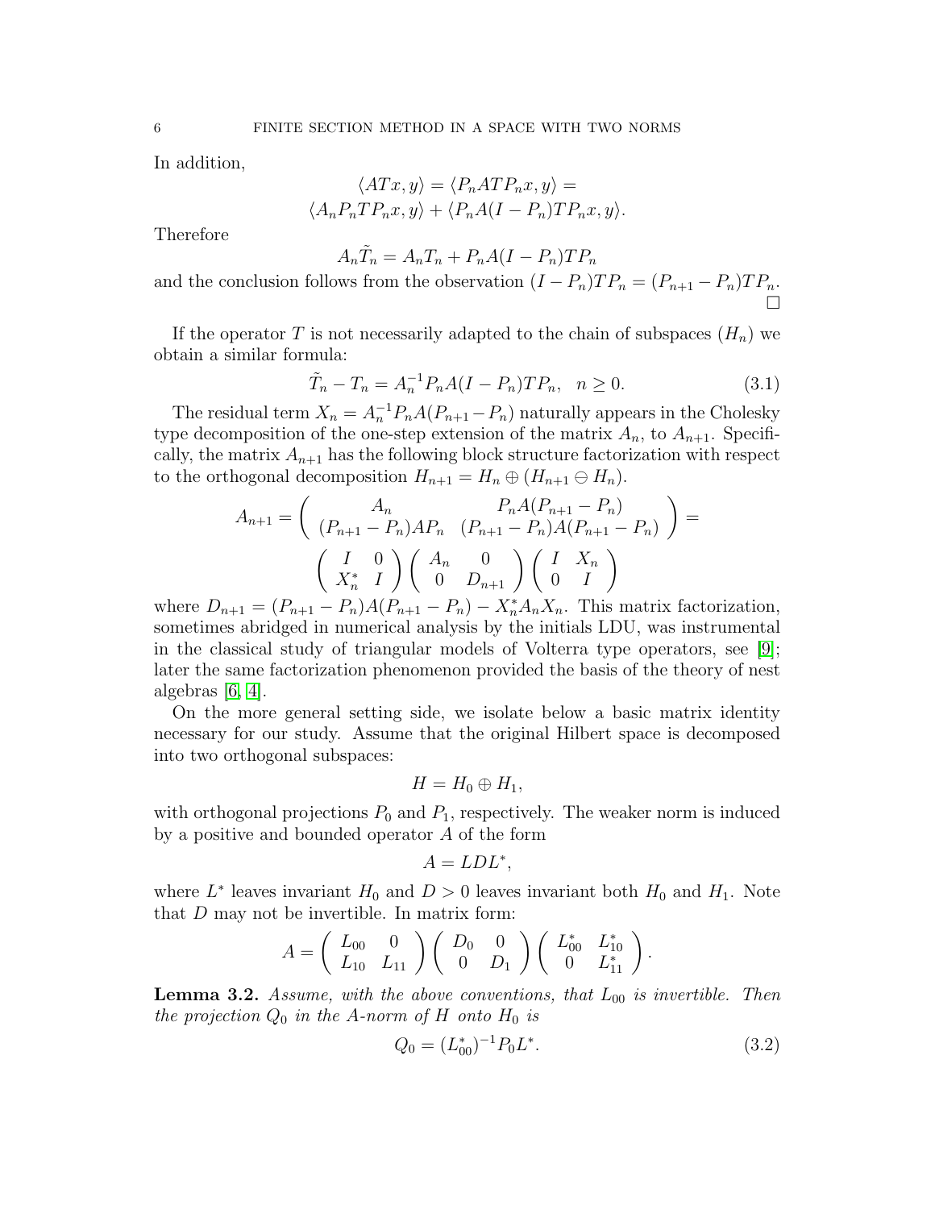In addition,

$$\langle ATx, y\rangle = \langle P_n A T P_n x, y\rangle =$$
$$\langle A_n P_n T P_n x, y\rangle + \langle P_n A(I - P_n) T P_n x, y\rangle.$$

Therefore

$$A_n \tilde{T}_n = A_n T_n + P_n A(I - P_n) T P_n$$

and the conclusion follows from the observation $(I - P_n)TP_n = (P_{n+1} - P_n)TP_n$. ∎

If the operator $T$ is not necessarily adapted to the chain of subspaces $(H_n)$ we obtain a similar formula:

$$\tilde{T}_n - T_n = A_n^{-1} P_n A (I - P_n) T P_n, \quad n \geq 0. \tag{3.1}$$

The residual term $X_n = A_n^{-1} P_n A (P_{n+1} - P_n)$ naturally appears in the Cholesky type decomposition of the one-step extension of the matrix $A_n$, to $A_{n+1}$. Specifically, the matrix $A_{n+1}$ has the following block structure factorization with respect to the orthogonal decomposition $H_{n+1} = H_n \oplus (H_{n+1} \ominus H_n)$.

$$A_{n+1} = \begin{pmatrix} A_n & P_n A (P_{n+1} - P_n) \\ (P_{n+1} - P_n) A P_n & (P_{n+1} - P_n) A (P_{n+1} - P_n) \end{pmatrix} =$$
$$\begin{pmatrix} I & 0 \\ X_n^* & I \end{pmatrix} \begin{pmatrix} A_n & 0 \\ 0 & D_{n+1} \end{pmatrix} \begin{pmatrix} I & X_n \\ 0 & I \end{pmatrix}$$

where $D_{n+1} = (P_{n+1} - P_n) A (P_{n+1} - P_n) - X_n^* A_n X_n$. This matrix factorization, sometimes abridged in numerical analysis by the initials LDU, was instrumental in the classical study of triangular models of Volterra type operators, see [9]; later the same factorization phenomenon provided the basis of the theory of nest algebras [6, 4].

On the more general setting side, we isolate below a basic matrix identity necessary for our study. Assume that the original Hilbert space is decomposed into two orthogonal subspaces:

$$H = H_0 \oplus H_1,$$

with orthogonal projections $P_0$ and $P_1$, respectively. The weaker norm is induced by a positive and bounded operator $A$ of the form

$$A = LDL^*,$$

where $L^*$ leaves invariant $H_0$ and $D > 0$ leaves invariant both $H_0$ and $H_1$. Note that $D$ may not be invertible. In matrix form:

$$A = \begin{pmatrix} L_{00} & 0 \\ L_{10} & L_{11} \end{pmatrix} \begin{pmatrix} D_0 & 0 \\ 0 & D_1 \end{pmatrix} \begin{pmatrix} L_{00}^* & L_{10}^* \\ 0 & L_{11}^* \end{pmatrix}.$$

**Lemma 3.2.** *Assume, with the above conventions, that $L_{00}$ is invertible. Then the projection $Q_0$ in the $A$-norm of $H$ onto $H_0$ is*

$$Q_0 = (L_{00}^*)^{-1} P_0 L^*. \tag{3.2}$$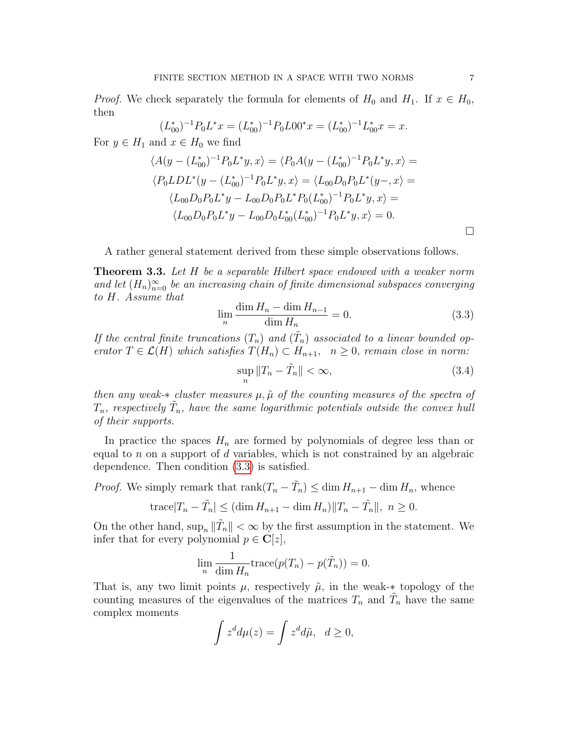*Proof.* We check separately the formula for elements of $H_0$ and $H_1$. If $x \in H_0$, then

$$(L_{00}^*)^{-1}P_0L^*x = (L_{00}^*)^{-1}P_0L00^*x = (L_{00}^*)^{-1}L_{00}^*x = x.$$

For $y \in H_1$ and $x \in H_0$ we find

$$\langle A(y - (L_{00}^*)^{-1}P_0L^*y, x\rangle = \langle P_0A(y - (L_{00}^*)^{-1}P_0L^*y, x\rangle =$$
$$\langle P_0LDL^*(y - (L_{00}^*)^{-1}P_0L^*y, x\rangle = \langle L_{00}D_0P_0L^*(y-, x\rangle =$$
$$\langle L_{00}D_0P_0L^*y - L_{00}D_0P_0L^*P_0(L_{00}^*)^{-1}P_0L^*y, x\rangle =$$
$$\langle L_{00}D_0P_0L^*y - L_{00}D_0L_{00}^*(L_{00}^*)^{-1}P_0L^*y, x\rangle = 0.$$

□

A rather general statement derived from these simple observations follows.

**Theorem 3.3.** *Let $H$ be a separable Hilbert space endowed with a weaker norm and let $(H_n)_{n=0}^{\infty}$ be an increasing chain of finite dimensional subspaces converging to $H$. Assume that*

$$\lim_n \frac{\dim H_n - \dim H_{n-1}}{\dim H_n} = 0. \tag{3.3}$$

*If the central finite truncations $(T_n)$ and $(\tilde{T}_n)$ associated to a linear bounded operator $T \in \mathcal{L}(H)$ which satisfies $T(H_n) \subset H_{n+1}, \quad n \geq 0$, remain close in norm:*

$$\sup_n \|T_n - \tilde{T}_n\| < \infty, \tag{3.4}$$

*then any weak-$*$ cluster measures $\mu, \tilde{\mu}$ of the counting measures of the spectra of $T_n$, respectively $\tilde{T}_n$, have the same logarithmic potentials outside the convex hull of their supports.*

In practice the spaces $H_n$ are formed by polynomials of degree less than or equal to $n$ on a support of $d$ variables, which is not constrained by an algebraic dependence. Then condition (3.3) is satisfied.

*Proof.* We simply remark that $\text{rank}(T_n - \tilde{T}_n) \leq \dim H_{n+1} - \dim H_n$, whence

$$\text{trace}|T_n - \tilde{T}_n| \leq (\dim H_{n+1} - \dim H_n)\|T_n - \tilde{T}_n\|, \ n \geq 0.$$

On the other hand, $\sup_n \|\tilde{T}_n\| < \infty$ by the first assumption in the statement. We infer that for every polynomial $p \in \mathbf{C}[z]$,

$$\lim_n \frac{1}{\dim H_n}\text{trace}(p(T_n) - p(\tilde{T}_n)) = 0.$$

That is, any two limit points $\mu$, respectively $\tilde{\mu}$, in the weak-$*$ topology of the counting measures of the eigenvalues of the matrices $T_n$ and $\tilde{T}_n$ have the same complex moments

$$\int z^d d\mu(z) = \int z^d d\tilde{\mu}, \quad d \geq 0,$$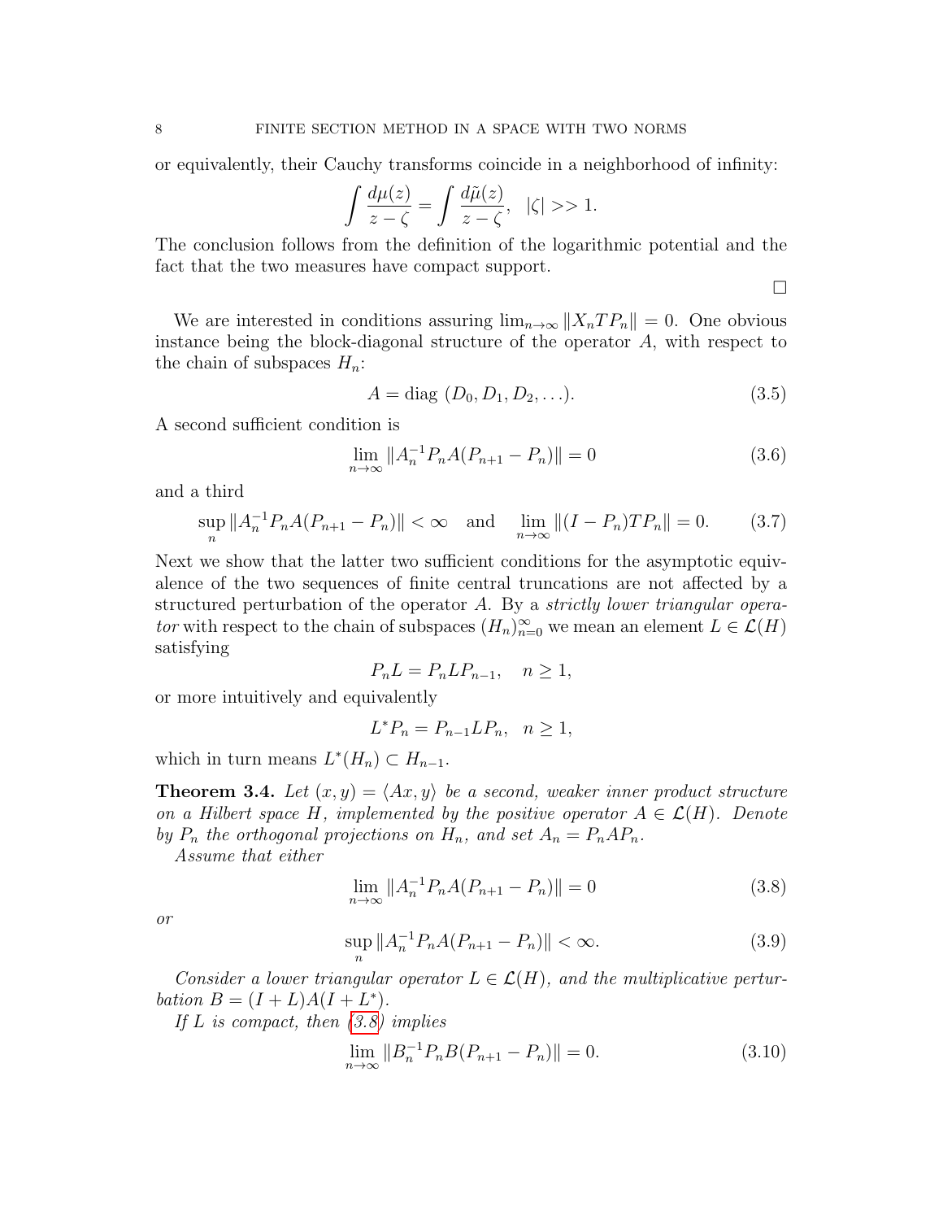or equivalently, their Cauchy transforms coincide in a neighborhood of infinity:

$$\int \frac{d\mu(z)}{z-\zeta} = \int \frac{d\tilde{\mu}(z)}{z-\zeta}, \quad |\zeta| >> 1.$$

The conclusion follows from the definition of the logarithmic potential and the fact that the two measures have compact support.

□

We are interested in conditions assuring $\lim_{n\to\infty} \|X_n T P_n\| = 0$. One obvious instance being the block-diagonal structure of the operator $A$, with respect to the chain of subspaces $H_n$:

$$A = \text{diag}\ (D_0, D_1, D_2, \ldots). \tag{3.5}$$

A second sufficient condition is

$$\lim_{n\to\infty} \|A_n^{-1} P_n A (P_{n+1} - P_n)\| = 0 \tag{3.6}$$

and a third

$$\sup_n \|A_n^{-1} P_n A (P_{n+1} - P_n)\| < \infty \quad \text{and} \quad \lim_{n\to\infty} \|(I - P_n) T P_n\| = 0. \tag{3.7}$$

Next we show that the latter two sufficient conditions for the asymptotic equivalence of the two sequences of finite central truncations are not affected by a structured perturbation of the operator $A$. By a *strictly lower triangular operator* with respect to the chain of subspaces $(H_n)_{n=0}^{\infty}$ we mean an element $L \in \mathcal{L}(H)$ satisfying

$$P_n L = P_n L P_{n-1}, \quad n \geq 1,$$

or more intuitively and equivalently

$$L^* P_n = P_{n-1} L P_n, \quad n \geq 1,$$

which in turn means $L^*(H_n) \subset H_{n-1}$.

**Theorem 3.4.** *Let $(x, y) = \langle Ax, y \rangle$ be a second, weaker inner product structure on a Hilbert space $H$, implemented by the positive operator $A \in \mathcal{L}(H)$. Denote by $P_n$ the orthogonal projections on $H_n$, and set $A_n = P_n A P_n$.*

*Assume that either*

$$\lim_{n\to\infty} \|A_n^{-1} P_n A (P_{n+1} - P_n)\| = 0 \tag{3.8}$$

*or*

$$\sup_n \|A_n^{-1} P_n A (P_{n+1} - P_n)\| < \infty. \tag{3.9}$$

*Consider a lower triangular operator $L \in \mathcal{L}(H)$, and the multiplicative perturbation $B = (I + L)A(I + L^*)$.*

*If $L$ is compact, then (3.8) implies*

$$\lim_{n\to\infty} \|B_n^{-1} P_n B (P_{n+1} - P_n)\| = 0. \tag{3.10}$$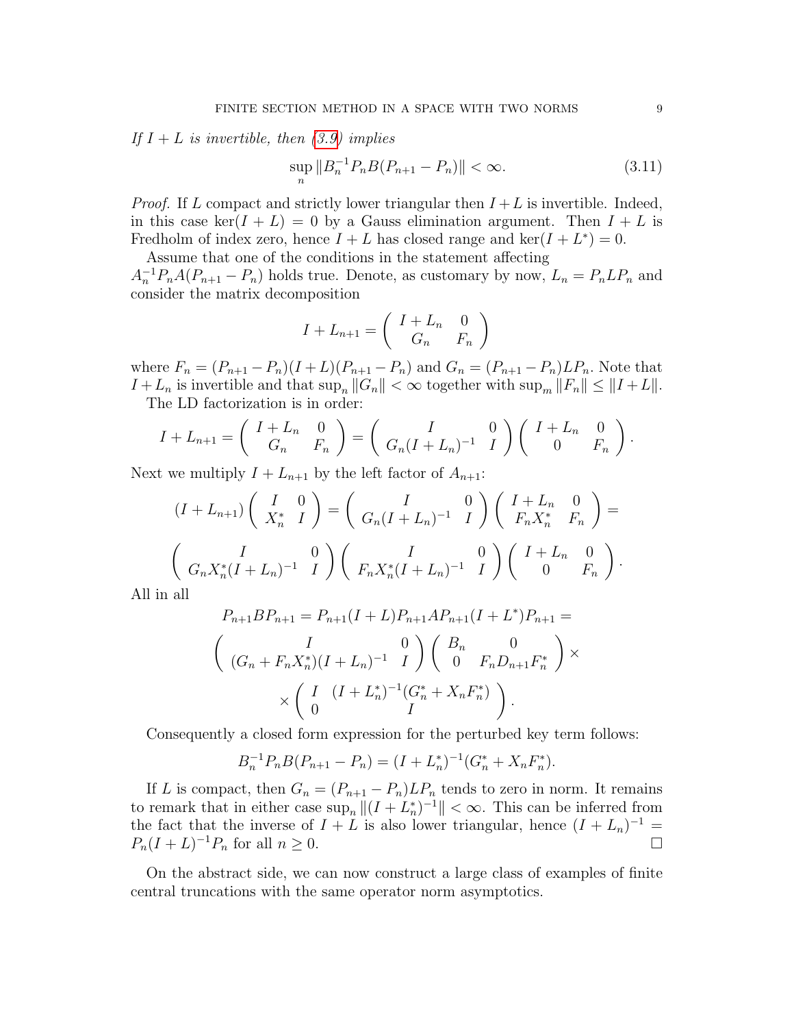*If $I + L$ is invertible, then (3.9) implies*

$$\sup_n \|B_n^{-1} P_n B(P_{n+1} - P_n)\| < \infty. \tag{3.11}$$

*Proof.* If $L$ compact and strictly lower triangular then $I+L$ is invertible. Indeed, in this case $\ker(I + L) = 0$ by a Gauss elimination argument. Then $I + L$ is Fredholm of index zero, hence $I + L$ has closed range and $\ker(I + L^*) = 0$.

Assume that one of the conditions in the statement affecting $A_n^{-1} P_n A(P_{n+1} - P_n)$ holds true. Denote, as customary by now, $L_n = P_n L P_n$ and consider the matrix decomposition

$$I + L_{n+1} = \begin{pmatrix} I + L_n & 0 \\ G_n & F_n \end{pmatrix}$$

where $F_n = (P_{n+1} - P_n)(I + L)(P_{n+1} - P_n)$ and $G_n = (P_{n+1} - P_n)LP_n$. Note that $I + L_n$ is invertible and that $\sup_n \|G_n\| < \infty$ together with $\sup_m \|F_n\| \leq \|I + L\|$.

The LD factorization is in order:

$$I + L_{n+1} = \begin{pmatrix} I + L_n & 0 \\ G_n & F_n \end{pmatrix} = \begin{pmatrix} I & 0 \\ G_n(I + L_n)^{-1} & I \end{pmatrix} \begin{pmatrix} I + L_n & 0 \\ 0 & F_n \end{pmatrix}.$$

Next we multiply $I + L_{n+1}$ by the left factor of $A_{n+1}$:

$$(I + L_{n+1}) \begin{pmatrix} I & 0 \\ X_n^* & I \end{pmatrix} = \begin{pmatrix} I & 0 \\ G_n(I + L_n)^{-1} & I \end{pmatrix} \begin{pmatrix} I + L_n & 0 \\ F_n X_n^* & F_n \end{pmatrix} =$$

$$\begin{pmatrix} I & 0 \\ G_n X_n^*(I + L_n)^{-1} & I \end{pmatrix} \begin{pmatrix} I & 0 \\ F_n X_n^*(I + L_n)^{-1} & I \end{pmatrix} \begin{pmatrix} I + L_n & 0 \\ 0 & F_n \end{pmatrix}.$$

All in all

$$P_{n+1} B P_{n+1} = P_{n+1}(I + L)P_{n+1} A P_{n+1}(I + L^*)P_{n+1} =$$

$$\begin{pmatrix} I & 0 \\ (G_n + F_n X_n^*)(I + L_n)^{-1} & I \end{pmatrix} \begin{pmatrix} B_n & 0 \\ 0 & F_n D_{n+1} F_n^* \end{pmatrix} \times$$

$$\times \begin{pmatrix} I & (I + L_n^*)^{-1}(G_n^* + X_n F_n^*) \\ 0 & I \end{pmatrix}.$$

Consequently a closed form expression for the perturbed key term follows:

$$B_n^{-1} P_n B(P_{n+1} - P_n) = (I + L_n^*)^{-1}(G_n^* + X_n F_n^*).$$

If $L$ is compact, then $G_n = (P_{n+1} - P_n)LP_n$ tends to zero in norm. It remains to remark that in either case $\sup_n \|(I + L_n^*)^{-1}\| < \infty$. This can be inferred from the fact that the inverse of $I + L$ is also lower triangular, hence $(I + L_n)^{-1} = P_n(I + L)^{-1} P_n$ for all $n \geq 0$. $\square$

On the abstract side, we can now construct a large class of examples of finite central truncations with the same operator norm asymptotics.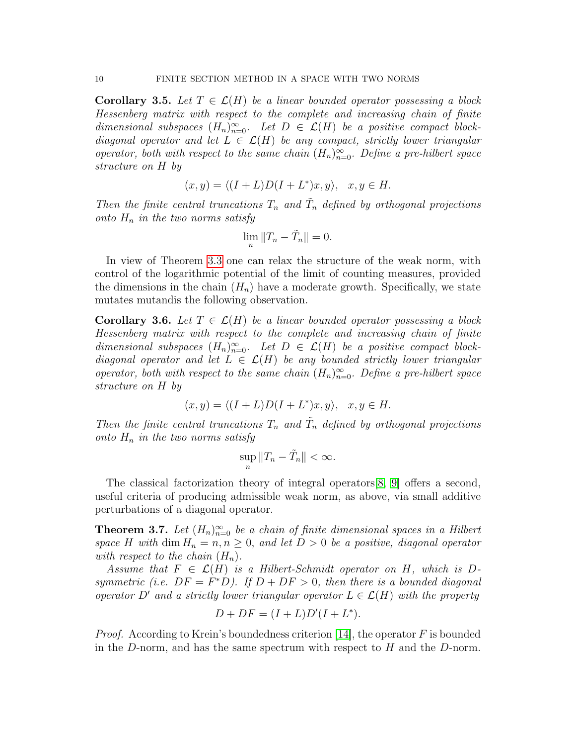**Corollary 3.5.** *Let $T \in \mathcal{L}(H)$ be a linear bounded operator possessing a block Hessenberg matrix with respect to the complete and increasing chain of finite dimensional subspaces $(H_n)_{n=0}^{\infty}$. Let $D \in \mathcal{L}(H)$ be a positive compact block-diagonal operator and let $L \in \mathcal{L}(H)$ be any compact, strictly lower triangular operator, both with respect to the same chain $(H_n)_{n=0}^{\infty}$. Define a pre-hilbert space structure on $H$ by*

$$(x, y) = \langle (I + L)D(I + L^*)x, y \rangle, \quad x, y \in H.$$

*Then the finite central truncations $T_n$ and $\tilde{T}_n$ defined by orthogonal projections onto $H_n$ in the two norms satisfy*

$$\lim_n \|T_n - \tilde{T}_n\| = 0.$$

In view of Theorem 3.3 one can relax the structure of the weak norm, with control of the logarithmic potential of the limit of counting measures, provided the dimensions in the chain $(H_n)$ have a moderate growth. Specifically, we state mutates mutandis the following observation.

**Corollary 3.6.** *Let $T \in \mathcal{L}(H)$ be a linear bounded operator possessing a block Hessenberg matrix with respect to the complete and increasing chain of finite dimensional subspaces $(H_n)_{n=0}^{\infty}$. Let $D \in \mathcal{L}(H)$ be a positive compact block-diagonal operator and let $L \in \mathcal{L}(H)$ be any bounded strictly lower triangular operator, both with respect to the same chain $(H_n)_{n=0}^{\infty}$. Define a pre-hilbert space structure on $H$ by*

$$(x, y) = \langle (I + L)D(I + L^*)x, y \rangle, \quad x, y \in H.$$

*Then the finite central truncations $T_n$ and $\tilde{T}_n$ defined by orthogonal projections onto $H_n$ in the two norms satisfy*

$$\sup_n \|T_n - \tilde{T}_n\| < \infty.$$

The classical factorization theory of integral operators[8, 9] offers a second, useful criteria of producing admissible weak norm, as above, via small additive perturbations of a diagonal operator.

**Theorem 3.7.** *Let $(H_n)_{n=0}^{\infty}$ be a chain of finite dimensional spaces in a Hilbert space $H$ with $\dim H_n = n, n \geq 0$, and let $D > 0$ be a positive, diagonal operator with respect to the chain $(H_n)$.*

*Assume that $F \in \mathcal{L}(H)$ is a Hilbert-Schmidt operator on $H$, which is $D$-symmetric (i.e. $DF = F^*D$). If $D + DF > 0$, then there is a bounded diagonal operator $D'$ and a strictly lower triangular operator $L \in \mathcal{L}(H)$ with the property*

$$D + DF = (I + L)D'(I + L^*).$$

*Proof.* According to Krein's boundedness criterion [14], the operator $F$ is bounded in the $D$-norm, and has the same spectrum with respect to $H$ and the $D$-norm.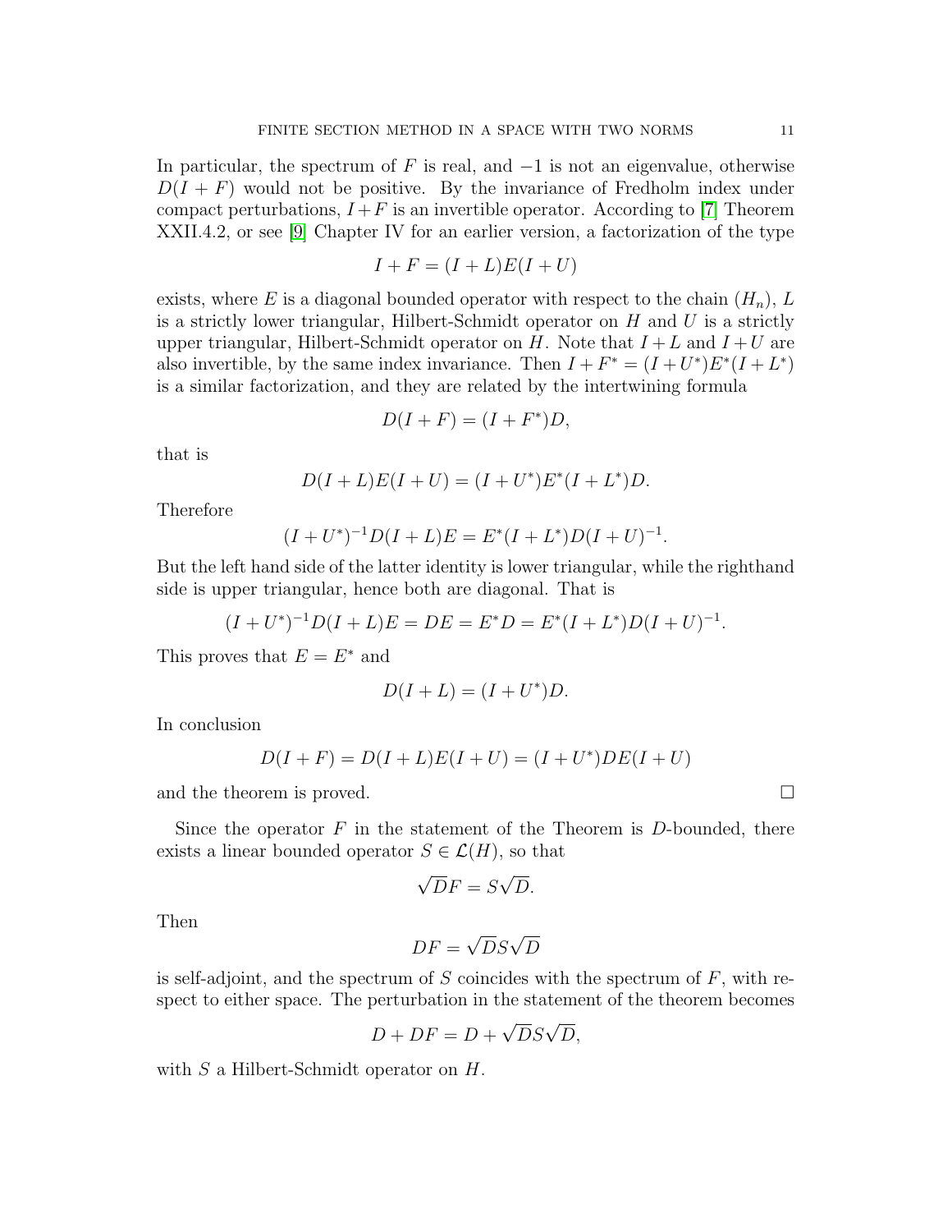In particular, the spectrum of $F$ is real, and $-1$ is not an eigenvalue, otherwise $D(I+F)$ would not be positive. By the invariance of Fredholm index under compact perturbations, $I+F$ is an invertible operator. According to [7] Theorem XXII.4.2, or see [9] Chapter IV for an earlier version, a factorization of the type

$$I + F = (I + L)E(I + U)$$

exists, where $E$ is a diagonal bounded operator with respect to the chain $(H_n)$, $L$ is a strictly lower triangular, Hilbert-Schmidt operator on $H$ and $U$ is a strictly upper triangular, Hilbert-Schmidt operator on $H$. Note that $I+L$ and $I+U$ are also invertible, by the same index invariance. Then $I + F^* = (I + U^*)E^*(I + L^*)$ is a similar factorization, and they are related by the intertwining formula

$$D(I + F) = (I + F^*)D,$$

that is

$$D(I + L)E(I + U) = (I + U^*)E^*(I + L^*)D.$$

Therefore

$$(I + U^*)^{-1}D(I + L)E = E^*(I + L^*)D(I + U)^{-1}.$$

But the left hand side of the latter identity is lower triangular, while the righthand side is upper triangular, hence both are diagonal. That is

$$(I + U^*)^{-1}D(I + L)E = DE = E^*D = E^*(I + L^*)D(I + U)^{-1}.$$

This proves that $E = E^*$ and

$$D(I + L) = (I + U^*)D.$$

In conclusion

$$D(I + F) = D(I + L)E(I + U) = (I + U^*)DE(I + U)$$

and the theorem is proved. □

Since the operator $F$ in the statement of the Theorem is $D$-bounded, there exists a linear bounded operator $S \in \mathcal{L}(H)$, so that

$$\sqrt{D}F = S\sqrt{D}.$$

Then

$$DF = \sqrt{D}S\sqrt{D}$$

is self-adjoint, and the spectrum of $S$ coincides with the spectrum of $F$, with respect to either space. The perturbation in the statement of the theorem becomes

$$D + DF = D + \sqrt{D}S\sqrt{D},$$

with $S$ a Hilbert-Schmidt operator on $H$.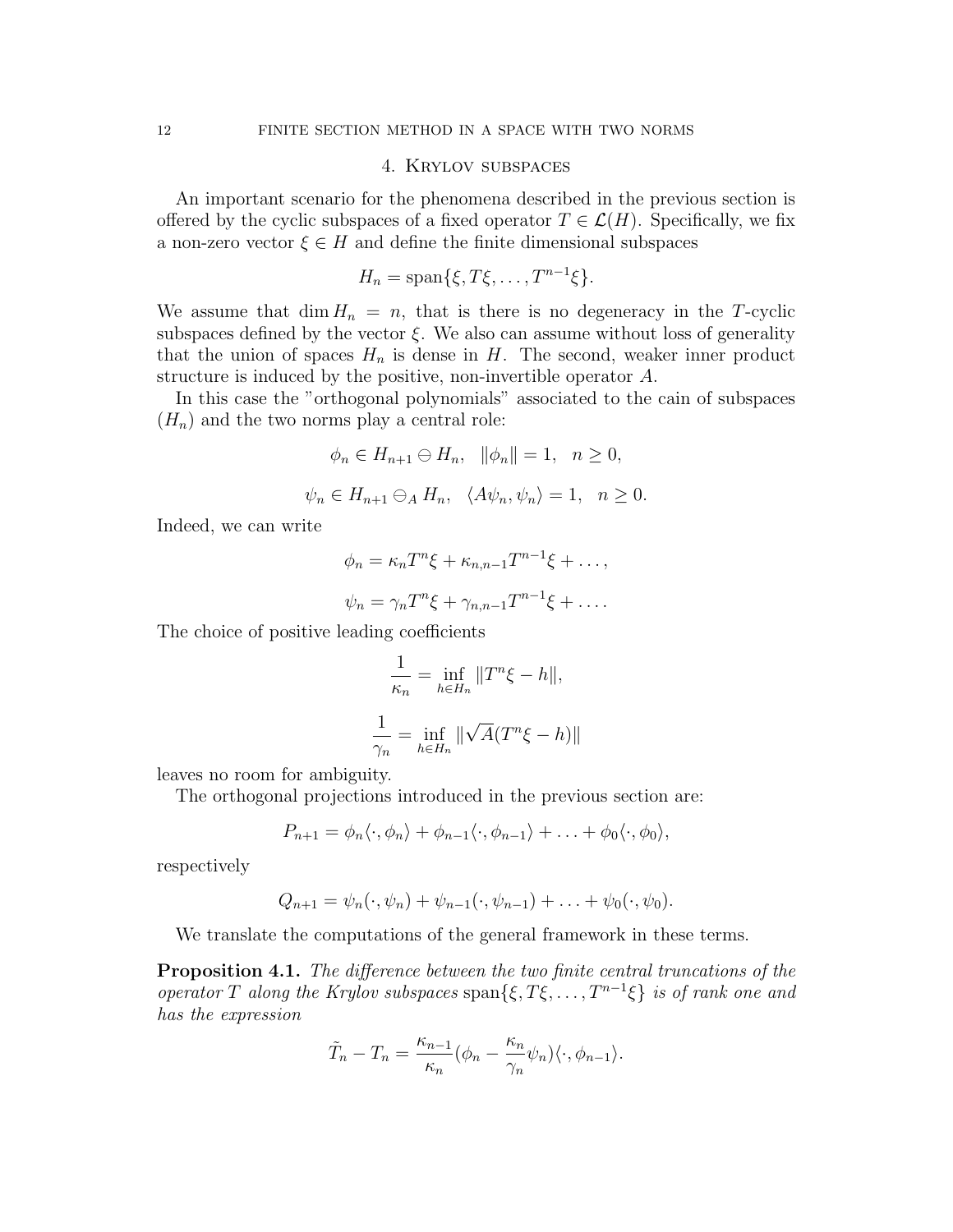## 4. Krylov subspaces

An important scenario for the phenomena described in the previous section is offered by the cyclic subspaces of a fixed operator $T \in \mathcal{L}(H)$. Specifically, we fix a non-zero vector $\xi \in H$ and define the finite dimensional subspaces

$$H_n = \operatorname{span}\{\xi, T\xi, \ldots, T^{n-1}\xi\}.$$

We assume that $\dim H_n = n$, that is there is no degeneracy in the $T$-cyclic subspaces defined by the vector $\xi$. We also can assume without loss of generality that the union of spaces $H_n$ is dense in $H$. The second, weaker inner product structure is induced by the positive, non-invertible operator $A$.

In this case the "orthogonal polynomials" associated to the cain of subspaces $(H_n)$ and the two norms play a central role:

$$\phi_n \in H_{n+1} \ominus H_n, \quad \|\phi_n\| = 1, \quad n \geq 0,$$

$$\psi_n \in H_{n+1} \ominus_A H_n, \quad \langle A\psi_n, \psi_n\rangle = 1, \quad n \geq 0.$$

Indeed, we can write

$$\phi_n = \kappa_n T^n \xi + \kappa_{n,n-1} T^{n-1}\xi + \ldots,$$

$$\psi_n = \gamma_n T^n \xi + \gamma_{n,n-1} T^{n-1}\xi + \ldots.$$

The choice of positive leading coefficients

$$\frac{1}{\kappa_n} = \inf_{h \in H_n} \|T^n \xi - h\|,$$

$$\frac{1}{\gamma_n} = \inf_{h \in H_n} \|\sqrt{A}(T^n \xi - h)\|$$

leaves no room for ambiguity.

The orthogonal projections introduced in the previous section are:

$$P_{n+1} = \phi_n \langle \cdot, \phi_n\rangle + \phi_{n-1}\langle \cdot, \phi_{n-1}\rangle + \ldots + \phi_0 \langle \cdot, \phi_0\rangle,$$

respectively

$$Q_{n+1} = \psi_n (\cdot, \psi_n) + \psi_{n-1}(\cdot, \psi_{n-1}) + \ldots + \psi_0(\cdot, \psi_0).$$

We translate the computations of the general framework in these terms.

**Proposition 4.1.** *The difference between the two finite central truncations of the operator $T$ along the Krylov subspaces $\operatorname{span}\{\xi, T\xi, \ldots, T^{n-1}\xi\}$ is of rank one and has the expression*

$$\tilde{T}_n - T_n = \frac{\kappa_{n-1}}{\kappa_n}(\phi_n - \frac{\kappa_n}{\gamma_n}\psi_n)\langle \cdot, \phi_{n-1}\rangle.$$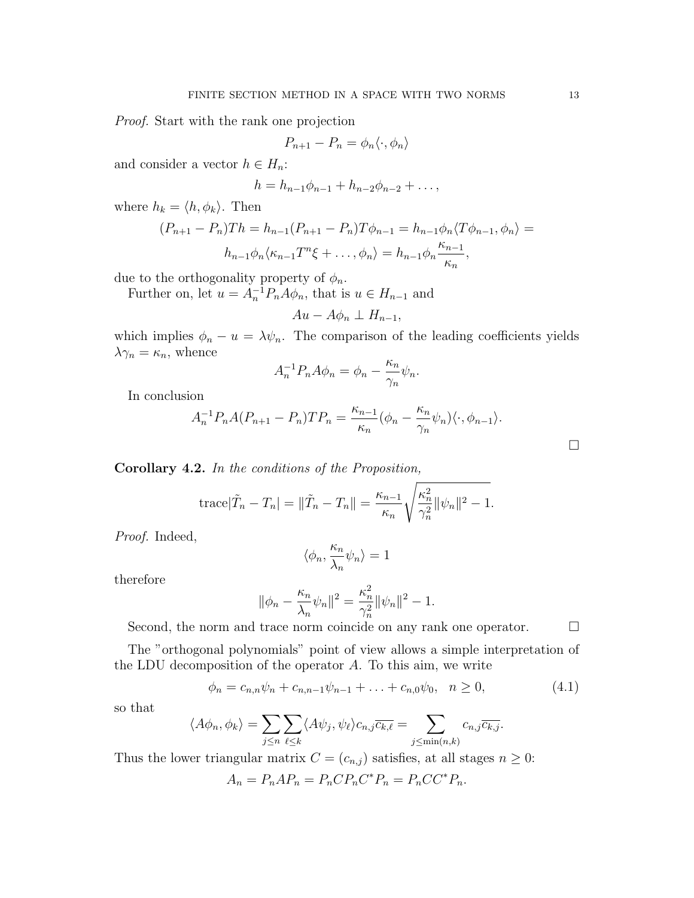*Proof.* Start with the rank one projection

$$P_{n+1} - P_n = \phi_n \langle \cdot, \phi_n \rangle$$

and consider a vector $h \in H_n$:

$$h = h_{n-1}\phi_{n-1} + h_{n-2}\phi_{n-2} + \ldots,$$

where $h_k = \langle h, \phi_k \rangle$. Then

$$(P_{n+1} - P_n)Th = h_{n-1}(P_{n+1} - P_n)T\phi_{n-1} = h_{n-1}\phi_n \langle T\phi_{n-1}, \phi_n \rangle =$$

$$h_{n-1}\phi_n \langle \kappa_{n-1}T^n\xi + \ldots, \phi_n \rangle = h_{n-1}\phi_n \frac{\kappa_{n-1}}{\kappa_n},$$

due to the orthogonality property of $\phi_n$.

Further on, let $u = A_n^{-1}P_nA\phi_n$, that is $u \in H_{n-1}$ and

$$Au - A\phi_n \perp H_{n-1},$$

which implies $\phi_n - u = \lambda\psi_n$. The comparison of the leading coefficients yields $\lambda\gamma_n = \kappa_n$, whence

$$A_n^{-1}P_nA\phi_n = \phi_n - \frac{\kappa_n}{\gamma_n}\psi_n.$$

In conclusion

$$A_n^{-1}P_nA(P_{n+1} - P_n)TP_n = \frac{\kappa_{n-1}}{\kappa_n}(\phi_n - \frac{\kappa_n}{\gamma_n}\psi_n)\langle \cdot, \phi_{n-1} \rangle.$$

□

**Corollary 4.2.** *In the conditions of the Proposition,*

$$\text{trace}|\tilde{T}_n - T_n| = \|\tilde{T}_n - T_n\| = \frac{\kappa_{n-1}}{\kappa_n}\sqrt{\frac{\kappa_n^2}{\gamma_n^2}\|\psi_n\|^2 - 1}.$$

*Proof.* Indeed,

$$\langle \phi_n, \frac{\kappa_n}{\lambda_n}\psi_n \rangle = 1$$

therefore

$$\|\phi_n - \frac{\kappa_n}{\lambda_n}\psi_n\|^2 = \frac{\kappa_n^2}{\gamma_n^2}\|\psi_n\|^2 - 1.$$

Second, the norm and trace norm coincide on any rank one operator. □

The "orthogonal polynomials" point of view allows a simple interpretation of the LDU decomposition of the operator $A$. To this aim, we write

$$\phi_n = c_{n,n}\psi_n + c_{n,n-1}\psi_{n-1} + \ldots + c_{n,0}\psi_0, \quad n \geq 0, \tag{4.1}$$

so that

$$\langle A\phi_n, \phi_k \rangle = \sum_{j \leq n} \sum_{\ell \leq k} \langle A\psi_j, \psi_\ell \rangle c_{n,j}\overline{c_{k,\ell}} = \sum_{j \leq \min(n,k)} c_{n,j}\overline{c_{k,j}}.$$

Thus the lower triangular matrix $C = (c_{n,j})$ satisfies, at all stages $n \geq 0$:

$$A_n = P_nAP_n = P_nCP_nC^*P_n = P_nCC^*P_n.$$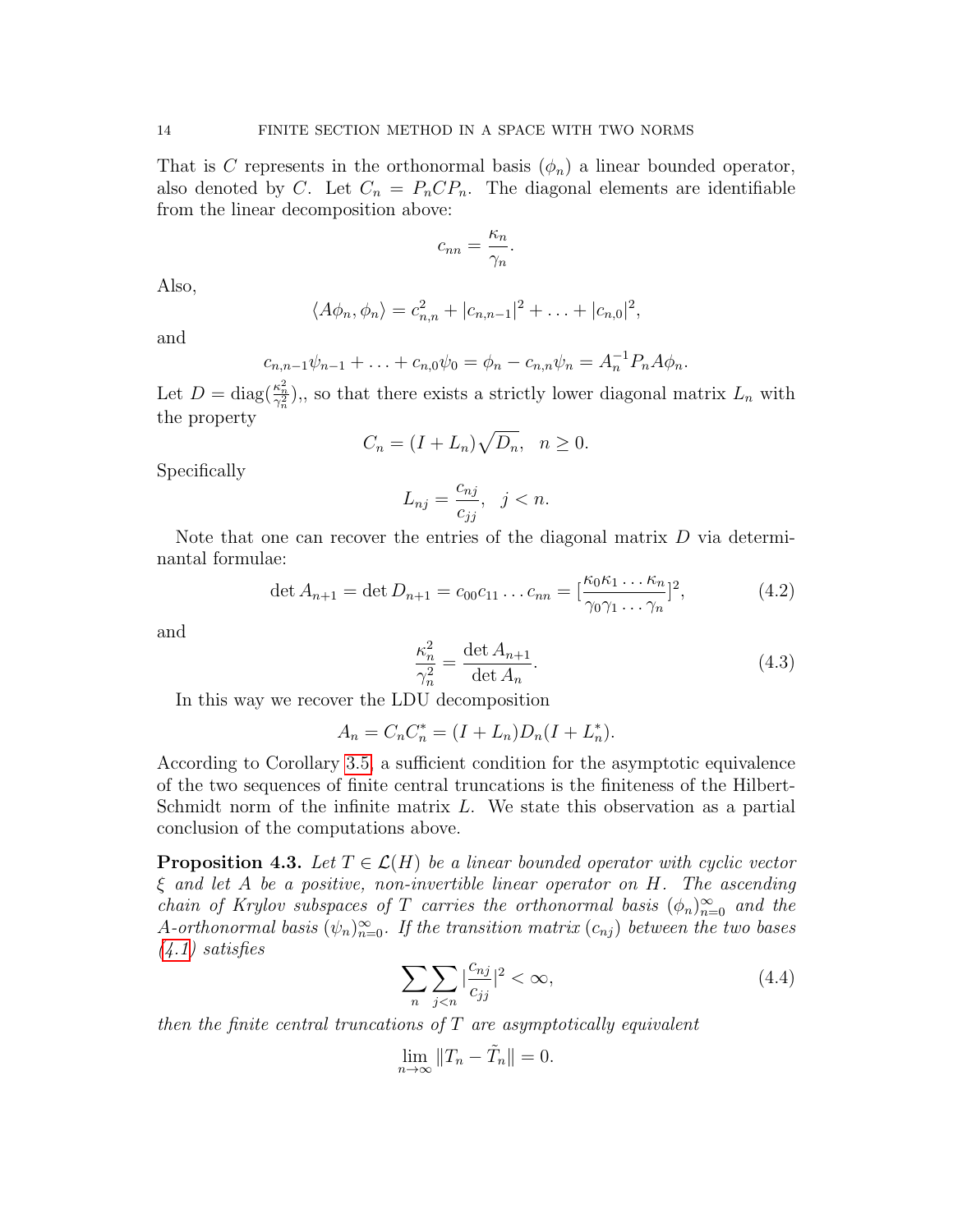That is $C$ represents in the orthonormal basis $(\phi_n)$ a linear bounded operator, also denoted by $C$. Let $C_n = P_n C P_n$. The diagonal elements are identifiable from the linear decomposition above:

$$c_{nn} = \frac{\kappa_n}{\gamma_n}.$$

Also,

$$\langle A\phi_n, \phi_n\rangle = c_{n,n}^2 + |c_{n,n-1}|^2 + \ldots + |c_{n,0}|^2,$$

and

$$c_{n,n-1}\psi_{n-1} + \ldots + c_{n,0}\psi_0 = \phi_n - c_{n,n}\psi_n = A_n^{-1}P_n A\phi_n.$$

Let $D = \mathrm{diag}(\frac{\kappa_n^2}{\gamma_n^2})$,, so that there exists a strictly lower diagonal matrix $L_n$ with the property

$$C_n = (I + L_n)\sqrt{D_n}, \quad n \geq 0.$$

Specifically

$$L_{nj} = \frac{c_{nj}}{c_{jj}}, \quad j < n.$$

Note that one can recover the entries of the diagonal matrix $D$ via determinantal formulae:

$$\det A_{n+1} = \det D_{n+1} = c_{00}c_{11}\ldots c_{nn} = [\frac{\kappa_0\kappa_1\ldots\kappa_n}{\gamma_0\gamma_1\ldots\gamma_n}]^2, \tag{4.2}$$

and

$$\frac{\kappa_n^2}{\gamma_n^2} = \frac{\det A_{n+1}}{\det A_n}. \tag{4.3}$$

In this way we recover the LDU decomposition

$$A_n = C_n C_n^* = (I + L_n)D_n(I + L_n^*).$$

According to Corollary 3.5, a sufficient condition for the asymptotic equivalence of the two sequences of finite central truncations is the finiteness of the Hilbert-Schmidt norm of the infinite matrix $L$. We state this observation as a partial conclusion of the computations above.

**Proposition 4.3.** *Let $T \in \mathcal{L}(H)$ be a linear bounded operator with cyclic vector $\xi$ and let $A$ be a positive, non-invertible linear operator on $H$. The ascending chain of Krylov subspaces of $T$ carries the orthonormal basis $(\phi_n)_{n=0}^\infty$ and the $A$-orthonormal basis $(\psi_n)_{n=0}^\infty$. If the transition matrix $(c_{nj})$ between the two bases (4.1) satisfies*

$$\sum_n \sum_{j<n} |\frac{c_{nj}}{c_{jj}}|^2 < \infty, \tag{4.4}$$

*then the finite central truncations of $T$ are asymptotically equivalent*

$$\lim_{n\to\infty} \|T_n - \tilde{T}_n\| = 0.$$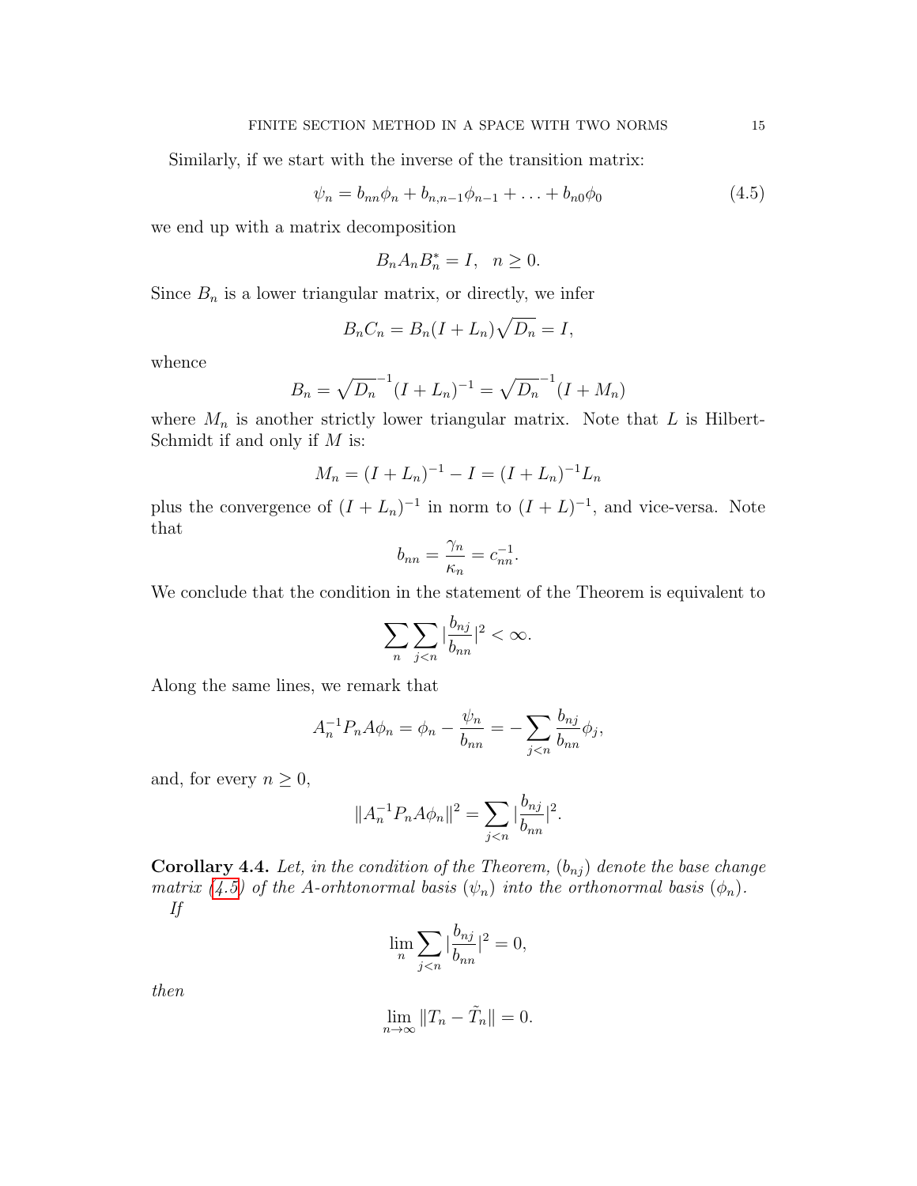Similarly, if we start with the inverse of the transition matrix:

$$\psi_n = b_{nn}\phi_n + b_{n,n-1}\phi_{n-1} + \ldots + b_{n0}\phi_0 \tag{4.5}$$

we end up with a matrix decomposition

$$B_n A_n B_n^* = I, \quad n \geq 0.$$

Since $B_n$ is a lower triangular matrix, or directly, we infer

$$B_n C_n = B_n (I + L_n)\sqrt{D_n} = I,$$

whence

$$B_n = \sqrt{D_n}^{-1}(I + L_n)^{-1} = \sqrt{D_n}^{-1}(I + M_n)$$

where $M_n$ is another strictly lower triangular matrix. Note that $L$ is Hilbert-Schmidt if and only if $M$ is:

$$M_n = (I + L_n)^{-1} - I = (I + L_n)^{-1} L_n$$

plus the convergence of $(I + L_n)^{-1}$ in norm to $(I + L)^{-1}$, and vice-versa. Note that

$$b_{nn} = \frac{\gamma_n}{\kappa_n} = c_{nn}^{-1}.$$

We conclude that the condition in the statement of the Theorem is equivalent to

$$\sum_n \sum_{j<n} |\frac{b_{nj}}{b_{nn}}|^2 < \infty.$$

Along the same lines, we remark that

$$A_n^{-1} P_n A \phi_n = \phi_n - \frac{\psi_n}{b_{nn}} = -\sum_{j<n} \frac{b_{nj}}{b_{nn}} \phi_j,$$

and, for every $n \geq 0$,

$$\|A_n^{-1} P_n A \phi_n\|^2 = \sum_{j<n} |\frac{b_{nj}}{b_{nn}}|^2.$$

**Corollary 4.4.** *Let, in the condition of the Theorem, $(b_{nj})$ denote the base change matrix (4.5) of the A-orhtonormal basis $(\psi_n)$ into the orthonormal basis $(\phi_n)$.*

*If*

$$\lim_n \sum_{j<n} |\frac{b_{nj}}{b_{nn}}|^2 = 0,$$

*then*

$$\lim_{n\to\infty} \|T_n - \tilde{T}_n\| = 0.$$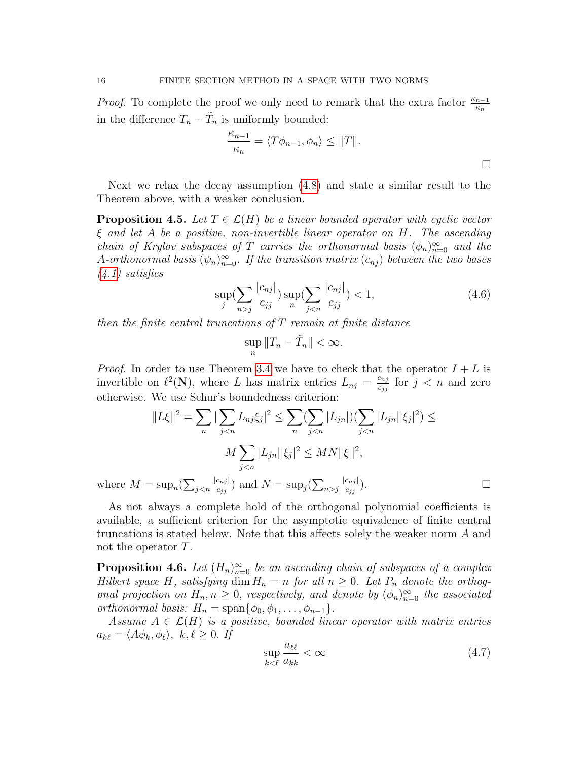*Proof.* To complete the proof we only need to remark that the extra factor $\frac{\kappa_{n-1}}{\kappa_n}$ in the difference $T_n - \tilde{T}_n$ is uniformly bounded:

$$\frac{\kappa_{n-1}}{\kappa_n} = \langle T\phi_{n-1}, \phi_n \rangle \leq \|T\|.$$

□

Next we relax the decay assumption (4.8) and state a similar result to the Theorem above, with a weaker conclusion.

**Proposition 4.5.** *Let $T \in \mathcal{L}(H)$ be a linear bounded operator with cyclic vector $\xi$ and let $A$ be a positive, non-invertible linear operator on $H$. The ascending chain of Krylov subspaces of $T$ carries the orthonormal basis $(\phi_n)_{n=0}^{\infty}$ and the $A$-orthonormal basis $(\psi_n)_{n=0}^{\infty}$. If the transition matrix $(c_{nj})$ between the two bases (4.1) satisfies*

$$\sup_j \Big(\sum_{n>j} \frac{|c_{nj}|}{c_{jj}}\Big) \sup_n \Big(\sum_{j<n} \frac{|c_{nj}|}{c_{jj}}\Big) < 1, \tag{4.6}$$

*then the finite central truncations of $T$ remain at finite distance*

$$\sup_n \|T_n - \tilde{T}_n\| < \infty.$$

*Proof.* In order to use Theorem 3.4 we have to check that the operator $I + L$ is invertible on $\ell^2(\mathbf{N})$, where $L$ has matrix entries $L_{nj} = \frac{c_{nj}}{c_{jj}}$ for $j < n$ and zero otherwise. We use Schur's boundedness criterion:

$$\|L\xi\|^2 = \sum_n |\sum_{j<n} L_{nj}\xi_j|^2 \leq \sum_n \Big(\sum_{j<n} |L_{jn}|\Big)\Big(\sum_{j<n} |L_{jn}||\xi_j|^2\Big) \leq$$

$$M \sum_{j<n} |L_{jn}||\xi_j|^2 \leq MN\|\xi\|^2,$$

where $M = \sup_n \big(\sum_{j<n} \frac{|c_{nj}|}{c_{jj}}\big)$ and $N = \sup_j \big(\sum_{n>j} \frac{|c_{nj}|}{c_{jj}}\big)$. □

As not always a complete hold of the orthogonal polynomial coefficients is available, a sufficient criterion for the asymptotic equivalence of finite central truncations is stated below. Note that this affects solely the weaker norm $A$ and not the operator $T$.

**Proposition 4.6.** *Let $(H_n)_{n=0}^{\infty}$ be an ascending chain of subspaces of a complex Hilbert space $H$, satisfying $\dim H_n = n$ for all $n \geq 0$. Let $P_n$ denote the orthogonal projection on $H_n, n \geq 0$, respectively, and denote by $(\phi_n)_{n=0}^{\infty}$ the associated orthonormal basis: $H_n = \operatorname{span}\{\phi_0, \phi_1, \ldots, \phi_{n-1}\}$.*

*Assume $A \in \mathcal{L}(H)$ is a positive, bounded linear operator with matrix entries $a_{k\ell} = \langle A\phi_k, \phi_\ell \rangle, \ k, \ell \geq 0$. If*

$$\sup_{k<\ell} \frac{a_{\ell\ell}}{a_{kk}} < \infty \tag{4.7}$$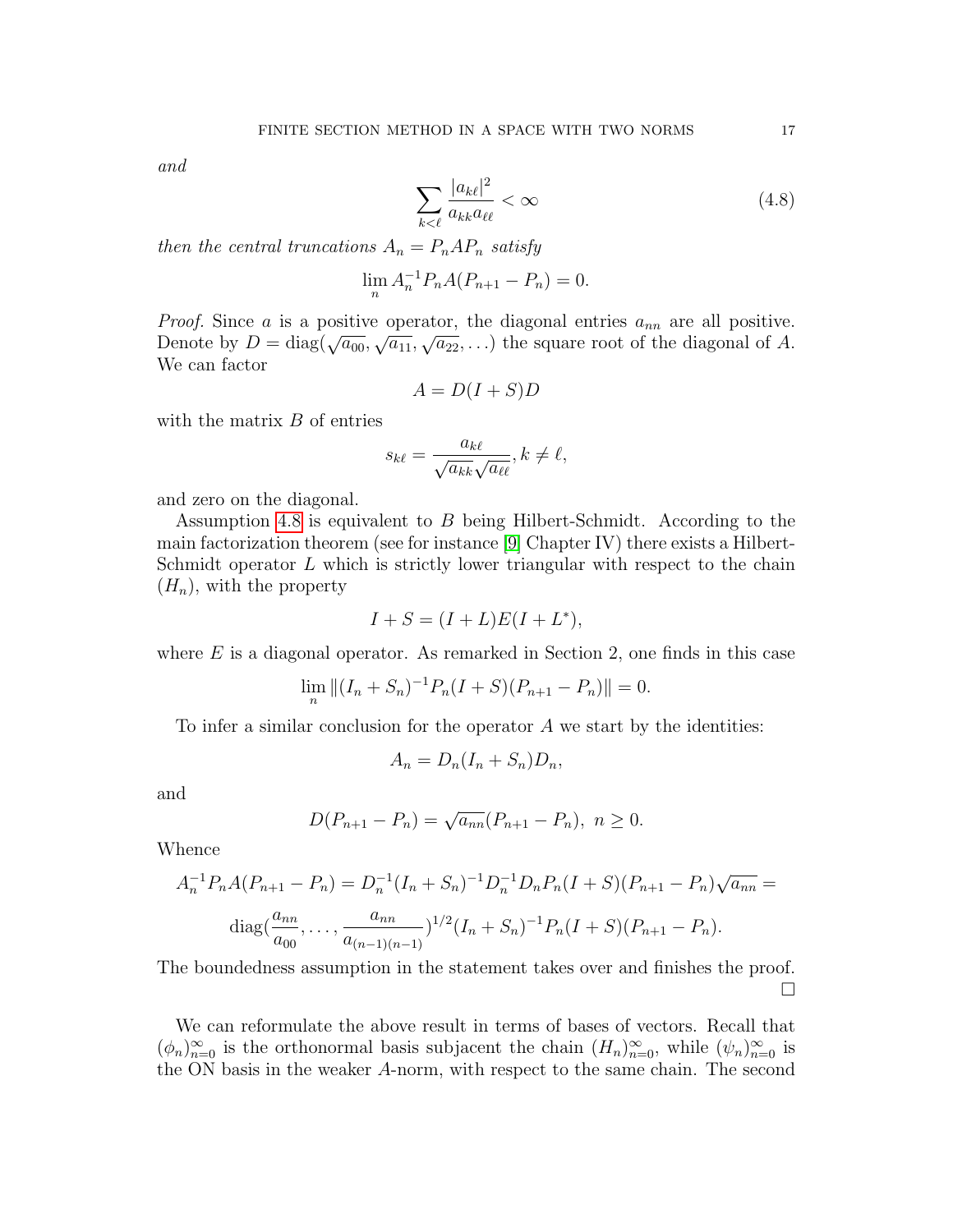*and*

$$\sum_{k<\ell} \frac{|a_{k\ell}|^2}{a_{kk}a_{\ell\ell}} < \infty \tag{4.8}$$

*then the central truncations* $A_n = P_nAP_n$ *satisfy*

$$\lim_n A_n^{-1}P_nA(P_{n+1} - P_n) = 0.$$

*Proof.* Since $a$ is a positive operator, the diagonal entries $a_{nn}$ are all positive. Denote by $D = \operatorname{diag}(\sqrt{a_{00}}, \sqrt{a_{11}}, \sqrt{a_{22}}, \ldots)$ the square root of the diagonal of $A$. We can factor

$$A = D(I + S)D$$

with the matrix $B$ of entries

$$s_{k\ell} = \frac{a_{k\ell}}{\sqrt{a_{kk}}\sqrt{a_{\ell\ell}}}, k \neq \ell,$$

and zero on the diagonal.

Assumption 4.8 is equivalent to $B$ being Hilbert-Schmidt. According to the main factorization theorem (see for instance [9] Chapter IV) there exists a Hilbert-Schmidt operator $L$ which is strictly lower triangular with respect to the chain $(H_n)$, with the property

$$I + S = (I + L)E(I + L^*),$$

where $E$ is a diagonal operator. As remarked in Section 2, one finds in this case

$$\lim_n \|(I_n + S_n)^{-1}P_n(I + S)(P_{n+1} - P_n)\| = 0.$$

To infer a similar conclusion for the operator $A$ we start by the identities:

$$A_n = D_n(I_n + S_n)D_n,$$

and

$$D(P_{n+1} - P_n) = \sqrt{a_{nn}}(P_{n+1} - P_n),\ n \geq 0.$$

Whence

$$A_n^{-1}P_nA(P_{n+1} - P_n) = D_n^{-1}(I_n + S_n)^{-1}D_n^{-1}D_nP_n(I + S)(P_{n+1} - P_n)\sqrt{a_{nn}} =$$

$$\operatorname{diag}(\frac{a_{nn}}{a_{00}}, \ldots, \frac{a_{nn}}{a_{(n-1)(n-1)}})^{1/2}(I_n + S_n)^{-1}P_n(I + S)(P_{n+1} - P_n).$$

The boundedness assumption in the statement takes over and finishes the proof. $\square$

We can reformulate the above result in terms of bases of vectors. Recall that $(\phi_n)_{n=0}^{\infty}$ is the orthonormal basis subjacent the chain $(H_n)_{n=0}^{\infty}$, while $(\psi_n)_{n=0}^{\infty}$ is the ON basis in the weaker $A$-norm, with respect to the same chain. The second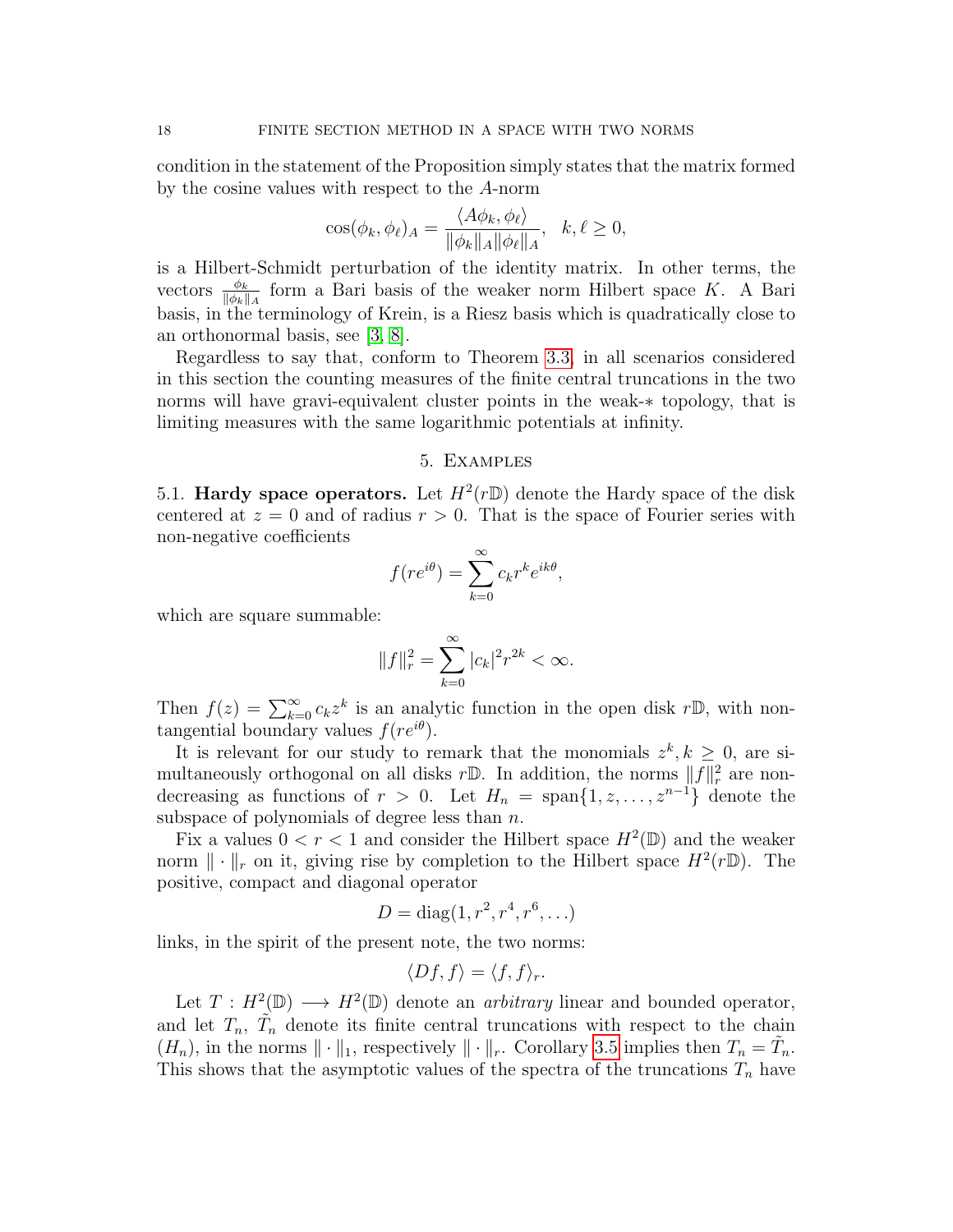condition in the statement of the Proposition simply states that the matrix formed by the cosine values with respect to the $A$-norm

$$\cos(\phi_k, \phi_\ell)_A = \frac{\langle A\phi_k, \phi_\ell\rangle}{\|\phi_k\|_A \|\phi_\ell\|_A}, \quad k, \ell \geq 0,$$

is a Hilbert-Schmidt perturbation of the identity matrix. In other terms, the vectors $\frac{\phi_k}{\|\phi_k\|_A}$ form a Bari basis of the weaker norm Hilbert space $K$. A Bari basis, in the terminology of Krein, is a Riesz basis which is quadratically close to an orthonormal basis, see [3, 8].

Regardless to say that, conform to Theorem 3.3, in all scenarios considered in this section the counting measures of the finite central truncations in the two norms will have gravi-equivalent cluster points in the weak-$*$ topology, that is limiting measures with the same logarithmic potentials at infinity.

## 5. Examples

5.1. **Hardy space operators.** Let $H^2(r\mathbb{D})$ denote the Hardy space of the disk centered at $z = 0$ and of radius $r > 0$. That is the space of Fourier series with non-negative coefficients

$$f(re^{i\theta}) = \sum_{k=0}^{\infty} c_k r^k e^{ik\theta},$$

which are square summable:

$$\|f\|_r^2 = \sum_{k=0}^{\infty} |c_k|^2 r^{2k} < \infty.$$

Then $f(z) = \sum_{k=0}^{\infty} c_k z^k$ is an analytic function in the open disk $r\mathbb{D}$, with non-tangential boundary values $f(re^{i\theta})$.

It is relevant for our study to remark that the monomials $z^k, k \geq 0$, are simultaneously orthogonal on all disks $r\mathbb{D}$. In addition, the norms $\|f\|_r^2$ are non-decreasing as functions of $r > 0$. Let $H_n = \text{span}\{1, z, \ldots, z^{n-1}\}$ denote the subspace of polynomials of degree less than $n$.

Fix a values $0 < r < 1$ and consider the Hilbert space $H^2(\mathbb{D})$ and the weaker norm $\|\cdot\|_r$ on it, giving rise by completion to the Hilbert space $H^2(r\mathbb{D})$. The positive, compact and diagonal operator

$$D = \text{diag}(1, r^2, r^4, r^6, \ldots)$$

links, in the spirit of the present note, the two norms:

$$\langle Df, f\rangle = \langle f, f\rangle_r.$$

Let $T : H^2(\mathbb{D}) \longrightarrow H^2(\mathbb{D})$ denote an *arbitrary* linear and bounded operator, and let $T_n$, $\tilde{T}_n$ denote its finite central truncations with respect to the chain $(H_n)$, in the norms $\|\cdot\|_1$, respectively $\|\cdot\|_r$. Corollary 3.5 implies then $T_n = \tilde{T}_n$. This shows that the asymptotic values of the spectra of the truncations $T_n$ have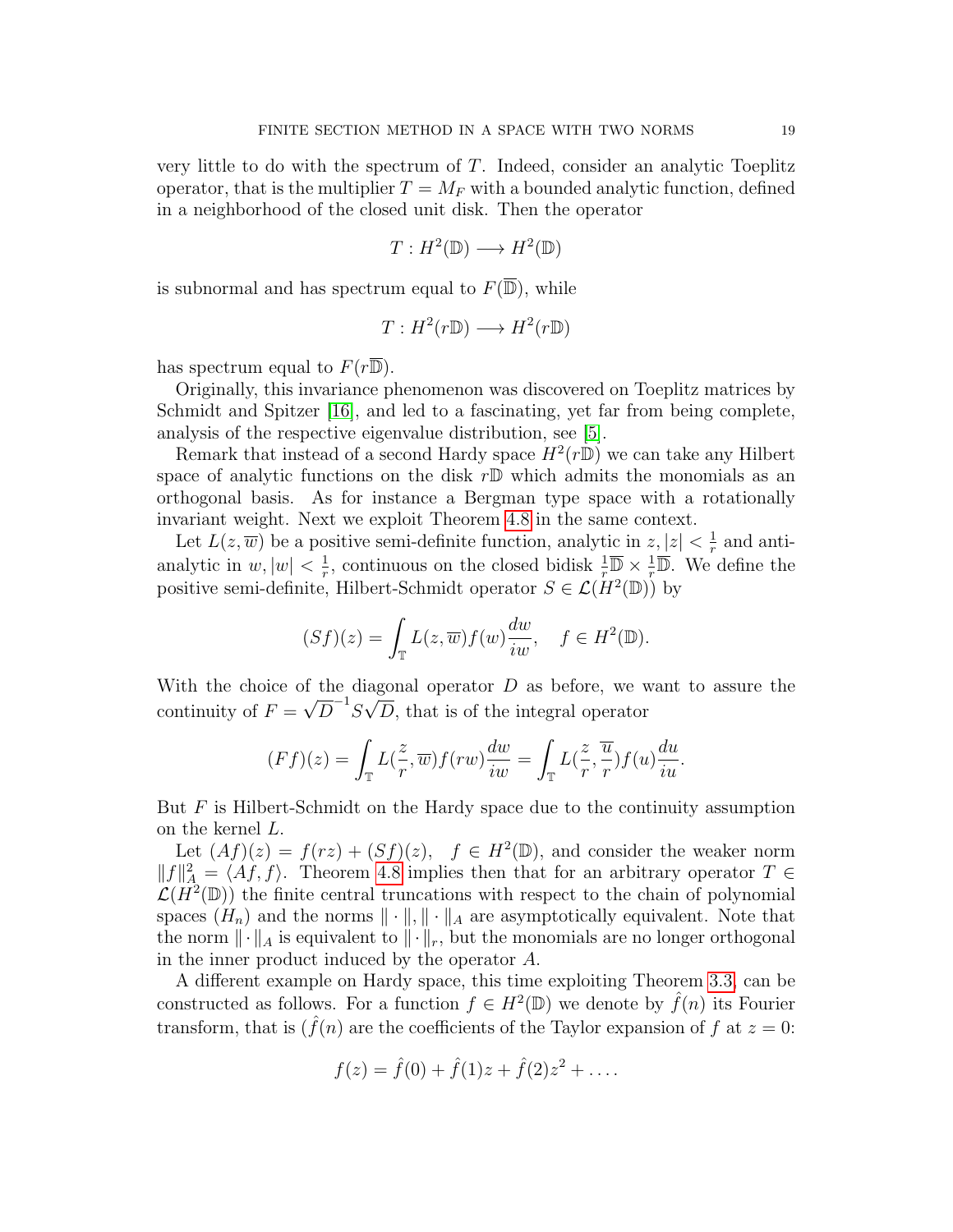very little to do with the spectrum of $T$. Indeed, consider an analytic Toeplitz operator, that is the multiplier $T = M_F$ with a bounded analytic function, defined in a neighborhood of the closed unit disk. Then the operator

$$T : H^2(\mathbb{D}) \longrightarrow H^2(\mathbb{D})$$

is subnormal and has spectrum equal to $F(\overline{\mathbb{D}})$, while

$$T : H^2(r\mathbb{D}) \longrightarrow H^2(r\mathbb{D})$$

has spectrum equal to $F(r\overline{\mathbb{D}})$.

Originally, this invariance phenomenon was discovered on Toeplitz matrices by Schmidt and Spitzer [16], and led to a fascinating, yet far from being complete, analysis of the respective eigenvalue distribution, see [5].

Remark that instead of a second Hardy space $H^2(r\mathbb{D})$ we can take any Hilbert space of analytic functions on the disk $r\mathbb{D}$ which admits the monomials as an orthogonal basis. As for instance a Bergman type space with a rotationally invariant weight. Next we exploit Theorem 4.8 in the same context.

Let $L(z, \overline{w})$ be a positive semi-definite function, analytic in $z, |z| < \frac{1}{r}$ and anti-analytic in $w, |w| < \frac{1}{r}$, continuous on the closed bidisk $\frac{1}{r}\overline{\mathbb{D}} \times \frac{1}{r}\overline{\mathbb{D}}$. We define the positive semi-definite, Hilbert-Schmidt operator $S \in \mathcal{L}(H^2(\mathbb{D}))$ by

$$(Sf)(z) = \int_{\mathbb{T}} L(z, \overline{w}) f(w) \frac{dw}{iw}, \quad f \in H^2(\mathbb{D}).$$

With the choice of the diagonal operator $D$ as before, we want to assure the continuity of $F = \sqrt{D}^{-1} S \sqrt{D}$, that is of the integral operator

$$(Ff)(z) = \int_{\mathbb{T}} L(\frac{z}{r}, \overline{w}) f(rw) \frac{dw}{iw} = \int_{\mathbb{T}} L(\frac{z}{r}, \frac{\overline{u}}{r}) f(u) \frac{du}{iu}.$$

But $F$ is Hilbert-Schmidt on the Hardy space due to the continuity assumption on the kernel $L$.

Let $(Af)(z) = f(rz) + (Sf)(z), \quad f \in H^2(\mathbb{D})$, and consider the weaker norm $\|f\|_A^2 = \langle Af, f \rangle$. Theorem 4.8 implies then that for an arbitrary operator $T \in \mathcal{L}(H^2(\mathbb{D}))$ the finite central truncations with respect to the chain of polynomial spaces $(H_n)$ and the norms $\| \cdot \|, \| \cdot \|_A$ are asymptotically equivalent. Note that the norm $\| \cdot \|_A$ is equivalent to $\| \cdot \|_r$, but the monomials are no longer orthogonal in the inner product induced by the operator $A$.

A different example on Hardy space, this time exploiting Theorem 3.3, can be constructed as follows. For a function $f \in H^2(\mathbb{D})$ we denote by $\hat{f}(n)$ its Fourier transform, that is $(\hat{f}(n)$ are the coefficients of the Taylor expansion of $f$ at $z = 0$:

$$f(z) = \hat{f}(0) + \hat{f}(1)z + \hat{f}(2)z^2 + \ldots.$$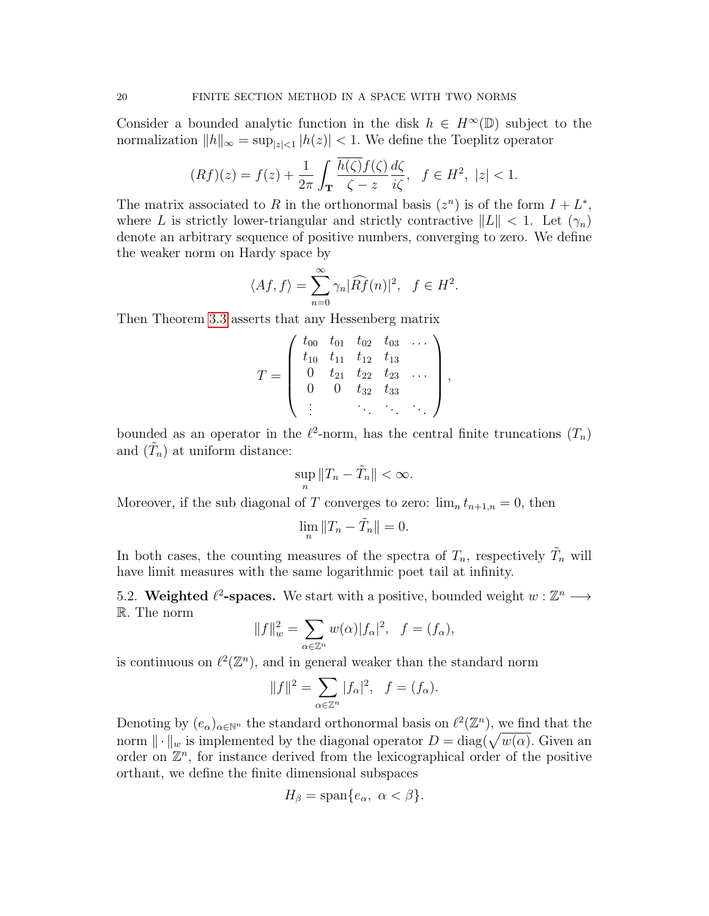Consider a bounded analytic function in the disk $h \in H^\infty(\mathbb{D})$ subject to the normalization $\|h\|_\infty = \sup_{|z|<1} |h(z)| < 1$. We define the Toeplitz operator

$$(Rf)(z) = f(z) + \frac{1}{2\pi} \int_{\mathbf{T}} \frac{\overline{h(\zeta)} f(\zeta)}{\zeta - z} \frac{d\zeta}{i\zeta}, \quad f \in H^2, \ |z| < 1.$$

The matrix associated to $R$ in the orthonormal basis $(z^n)$ is of the form $I + L^*$, where $L$ is strictly lower-triangular and strictly contractive $\|L\| < 1$. Let $(\gamma_n)$ denote an arbitrary sequence of positive numbers, converging to zero. We define the weaker norm on Hardy space by

$$\langle Af, f \rangle = \sum_{n=0}^{\infty} \gamma_n |\widehat{Rf}(n)|^2, \quad f \in H^2.$$

Then Theorem 3.3 asserts that any Hessenberg matrix

$$T = \begin{pmatrix} t_{00} & t_{01} & t_{02} & t_{03} & \dots \\ t_{10} & t_{11} & t_{12} & t_{13} & \\ 0 & t_{21} & t_{22} & t_{23} & \dots \\ 0 & 0 & t_{32} & t_{33} & \\ \vdots & & \ddots & \ddots & \ddots \end{pmatrix},$$

bounded as an operator in the $\ell^2$-norm, has the central finite truncations $(T_n)$ and $(\tilde{T}_n)$ at uniform distance:

$$\sup_n \|T_n - \tilde{T}_n\| < \infty.$$

Moreover, if the sub diagonal of $T$ converges to zero: $\lim_n t_{n+1,n} = 0$, then

$$\lim_n \|T_n - \tilde{T}_n\| = 0.$$

In both cases, the counting measures of the spectra of $T_n$, respectively $\tilde{T}_n$ will have limit measures with the same logarithmic poet tail at infinity.

5.2. **Weighted $\ell^2$-spaces.** We start with a positive, bounded weight $w : \mathbb{Z}^n \longrightarrow \mathbb{R}$. The norm

$$\|f\|_w^2 = \sum_{\alpha \in \mathbb{Z}^n} w(\alpha) |f_\alpha|^2, \quad f = (f_\alpha),$$

is continuous on $\ell^2(\mathbb{Z}^n)$, and in general weaker than the standard norm

$$\|f\|^2 = \sum_{\alpha \in \mathbb{Z}^n} |f_\alpha|^2, \quad f = (f_\alpha).$$

Denoting by $(e_\alpha)_{\alpha \in \mathbb{N}^n}$ the standard orthonormal basis on $\ell^2(\mathbb{Z}^n)$, we find that the norm $\|\cdot\|_w$ is implemented by the diagonal operator $D = \mathrm{diag}(\sqrt{w(\alpha)}$. Given an order on $\mathbb{Z}^n$, for instance derived from the lexicographical order of the positive orthant, we define the finite dimensional subspaces

$$H_\beta = \mathrm{span}\{e_\alpha, \ \alpha < \beta\}.$$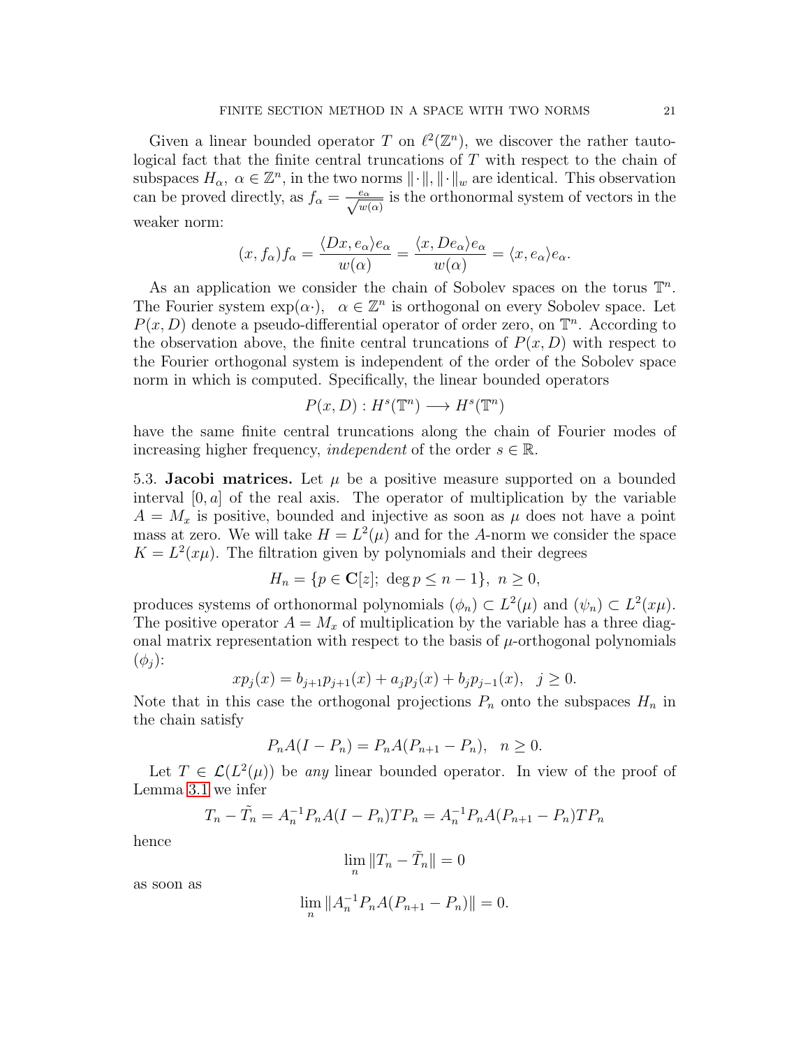Given a linear bounded operator $T$ on $\ell^2(\mathbb{Z}^n)$, we discover the rather tautological fact that the finite central truncations of $T$ with respect to the chain of subspaces $H_\alpha$, $\alpha \in \mathbb{Z}^n$, in the two norms $\|\cdot\|, \|\cdot\|_w$ are identical. This observation can be proved directly, as $f_\alpha = \frac{e_\alpha}{\sqrt{w(\alpha)}}$ is the orthonormal system of vectors in the weaker norm:

$$(x, f_\alpha) f_\alpha = \frac{\langle Dx, e_\alpha \rangle e_\alpha}{w(\alpha)} = \frac{\langle x, De_\alpha \rangle e_\alpha}{w(\alpha)} = \langle x, e_\alpha \rangle e_\alpha.$$

As an application we consider the chain of Sobolev spaces on the torus $\mathbb{T}^n$. The Fourier system $\exp(\alpha \cdot)$, $\alpha \in \mathbb{Z}^n$ is orthogonal on every Sobolev space. Let $P(x, D)$ denote a pseudo-differential operator of order zero, on $\mathbb{T}^n$. According to the observation above, the finite central truncations of $P(x, D)$ with respect to the Fourier orthogonal system is independent of the order of the Sobolev space norm in which is computed. Specifically, the linear bounded operators

$$P(x, D) : H^s(\mathbb{T}^n) \longrightarrow H^s(\mathbb{T}^n)$$

have the same finite central truncations along the chain of Fourier modes of increasing higher frequency, *independent* of the order $s \in \mathbb{R}$.

5.3. **Jacobi matrices.** Let $\mu$ be a positive measure supported on a bounded interval $[0, a]$ of the real axis. The operator of multiplication by the variable $A = M_x$ is positive, bounded and injective as soon as $\mu$ does not have a point mass at zero. We will take $H = L^2(\mu)$ and for the $A$-norm we consider the space $K = L^2(x\mu)$. The filtration given by polynomials and their degrees

$$H_n = \{p \in \mathbf{C}[z];\ \deg p \leq n - 1\},\ n \geq 0,$$

produces systems of orthonormal polynomials $(\phi_n) \subset L^2(\mu)$ and $(\psi_n) \subset L^2(x\mu)$. The positive operator $A = M_x$ of multiplication by the variable has a three diagonal matrix representation with respect to the basis of $\mu$-orthogonal polynomials $(\phi_j)$:

$$xp_j(x) = b_{j+1}p_{j+1}(x) + a_j p_j(x) + b_j p_{j-1}(x), \quad j \geq 0.$$

Note that in this case the orthogonal projections $P_n$ onto the subspaces $H_n$ in the chain satisfy

$$P_n A(I - P_n) = P_n A(P_{n+1} - P_n), \quad n \geq 0.$$

Let $T \in \mathcal{L}(L^2(\mu))$ be *any* linear bounded operator. In view of the proof of Lemma 3.1 we infer

$$T_n - \tilde{T}_n = A_n^{-1} P_n A(I - P_n) T P_n = A_n^{-1} P_n A(P_{n+1} - P_n) T P_n$$

hence

$$\lim_n \|T_n - \tilde{T}_n\| = 0$$

as soon as

$$\lim_n \|A_n^{-1} P_n A(P_{n+1} - P_n)\| = 0.$$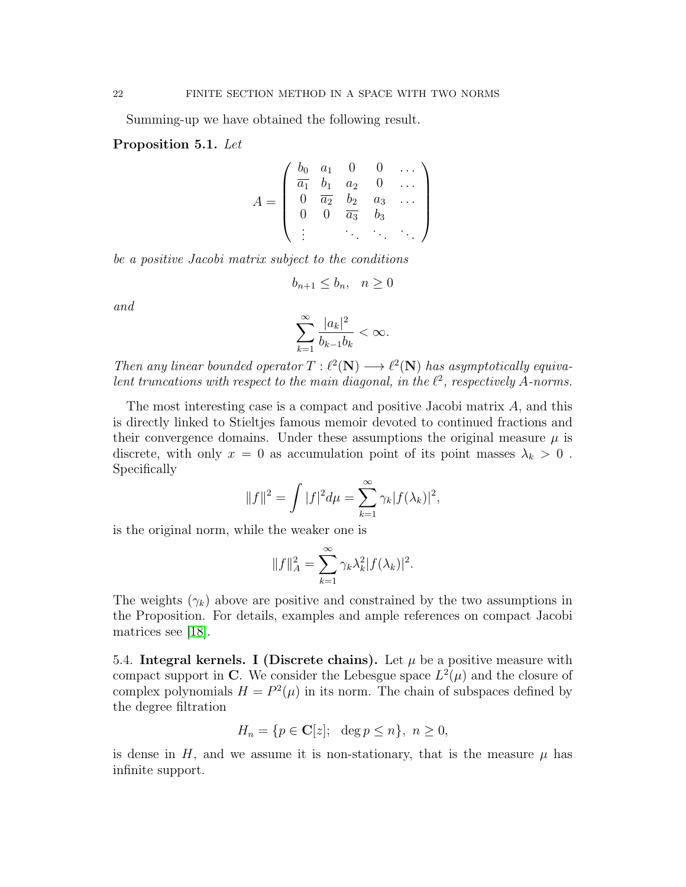Summing-up we have obtained the following result.

**Proposition 5.1.** *Let*

$$A = \begin{pmatrix} b_0 & a_1 & 0 & 0 & \dots \\ \overline{a_1} & b_1 & a_2 & 0 & \dots \\ 0 & \overline{a_2} & b_2 & a_3 & \dots \\ 0 & 0 & \overline{a_3} & b_3 & \\ \vdots & & \ddots & \ddots & \ddots \end{pmatrix}$$

*be a positive Jacobi matrix subject to the conditions*

$$b_{n+1} \leq b_n, \quad n \geq 0$$

*and*

$$\sum_{k=1}^{\infty} \frac{|a_k|^2}{b_{k-1} b_k} < \infty.$$

*Then any linear bounded operator $T : \ell^2(\mathbf{N}) \longrightarrow \ell^2(\mathbf{N})$ has asymptotically equivalent truncations with respect to the main diagonal, in the $\ell^2$, respectively $A$-norms.*

The most interesting case is a compact and positive Jacobi matrix $A$, and this is directly linked to Stieltjes famous memoir devoted to continued fractions and their convergence domains. Under these assumptions the original measure $\mu$ is discrete, with only $x = 0$ as accumulation point of its point masses $\lambda_k > 0$ . Specifically

$$\|f\|^2 = \int |f|^2 d\mu = \sum_{k=1}^{\infty} \gamma_k |f(\lambda_k)|^2,$$

is the original norm, while the weaker one is

$$\|f\|_A^2 = \sum_{k=1}^{\infty} \gamma_k \lambda_k^2 |f(\lambda_k)|^2.$$

The weights $(\gamma_k)$ above are positive and constrained by the two assumptions in the Proposition. For details, examples and ample references on compact Jacobi matrices see [18].

5.4. **Integral kernels. I (Discrete chains).** Let $\mu$ be a positive measure with compact support in $\mathbf{C}$. We consider the Lebesgue space $L^2(\mu)$ and the closure of complex polynomials $H = P^2(\mu)$ in its norm. The chain of subspaces defined by the degree filtration

$$H_n = \{p \in \mathbf{C}[z]; \quad \deg p \leq n\}, \ n \geq 0,$$

is dense in $H$, and we assume it is non-stationary, that is the measure $\mu$ has infinite support.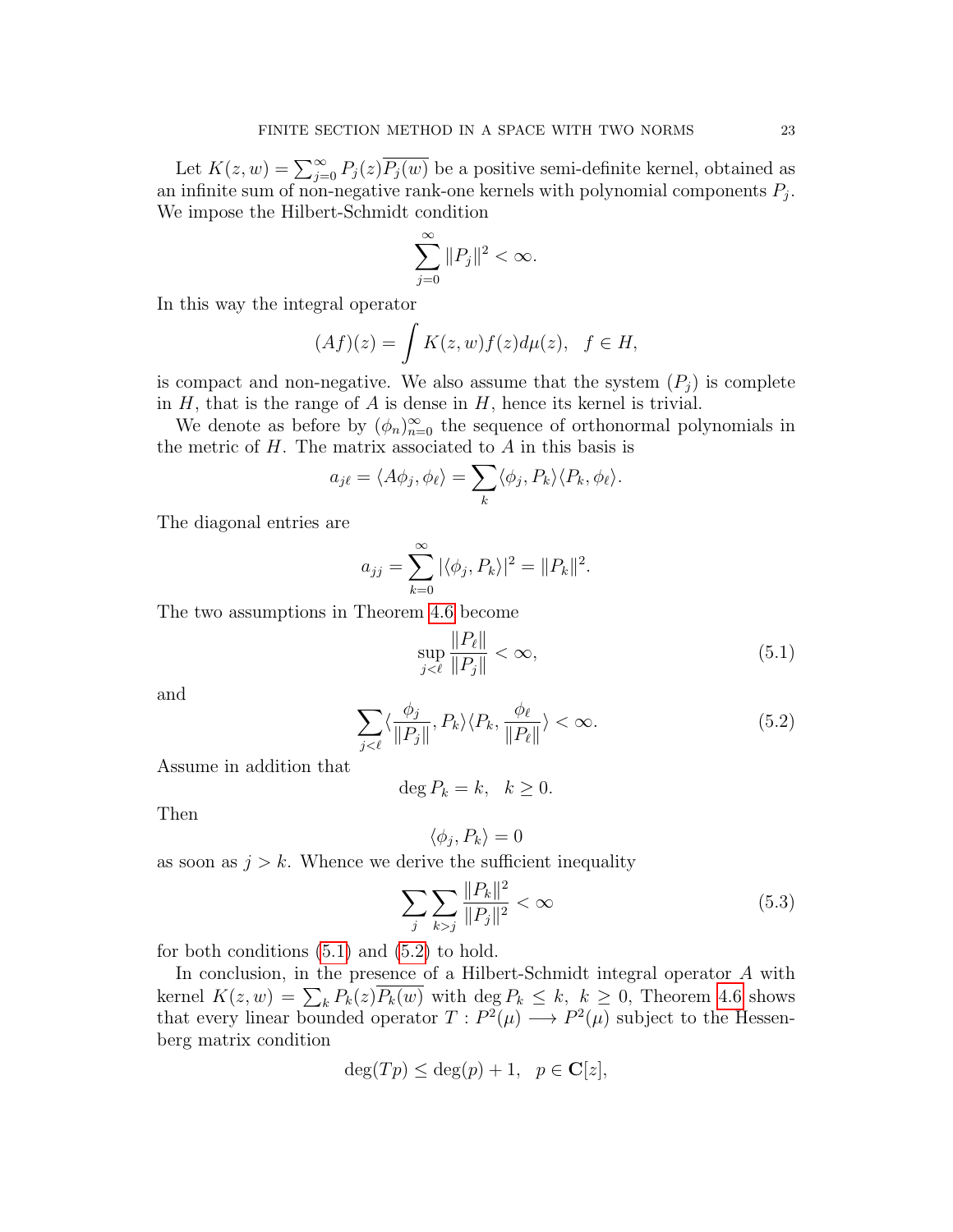Let $K(z,w) = \sum_{j=0}^{\infty} P_j(z)\overline{P_j(w)}$ be a positive semi-definite kernel, obtained as an infinite sum of non-negative rank-one kernels with polynomial components $P_j$. We impose the Hilbert-Schmidt condition

$$\sum_{j=0}^{\infty} \|P_j\|^2 < \infty.$$

In this way the integral operator

$$(Af)(z) = \int K(z,w) f(z) d\mu(z), \quad f \in H,$$

is compact and non-negative. We also assume that the system $(P_j)$ is complete in $H$, that is the range of $A$ is dense in $H$, hence its kernel is trivial.

We denote as before by $(\phi_n)_{n=0}^{\infty}$ the sequence of orthonormal polynomials in the metric of $H$. The matrix associated to $A$ in this basis is

$$a_{j\ell} = \langle A\phi_j, \phi_\ell \rangle = \sum_k \langle \phi_j, P_k \rangle \langle P_k, \phi_\ell \rangle.$$

The diagonal entries are

$$a_{jj} = \sum_{k=0}^{\infty} |\langle \phi_j, P_k \rangle|^2 = \|P_k\|^2.$$

The two assumptions in Theorem 4.6 become

$$\sup_{j<\ell} \frac{\|P_\ell\|}{\|P_j\|} < \infty, \tag{5.1}$$

and

$$\sum_{j<\ell} \langle \frac{\phi_j}{\|P_j\|}, P_k \rangle \langle P_k, \frac{\phi_\ell}{\|P_\ell\|} \rangle < \infty. \tag{5.2}$$

Assume in addition that

$$\deg P_k = k, \quad k \geq 0.$$

Then

$$\langle \phi_j, P_k \rangle = 0$$

as soon as $j > k$. Whence we derive the sufficient inequality

$$\sum_j \sum_{k>j} \frac{\|P_k\|^2}{\|P_j\|^2} < \infty \tag{5.3}$$

for both conditions (5.1) and (5.2) to hold.

In conclusion, in the presence of a Hilbert-Schmidt integral operator $A$ with kernel $K(z,w) = \sum_k P_k(z)\overline{P_k(w)}$ with $\deg P_k \leq k, \ k \geq 0$, Theorem 4.6 shows that every linear bounded operator $T : P^2(\mu) \longrightarrow P^2(\mu)$ subject to the Hessenberg matrix condition

$$\deg(Tp) \leq \deg(p) + 1, \quad p \in \mathbf{C}[z],$$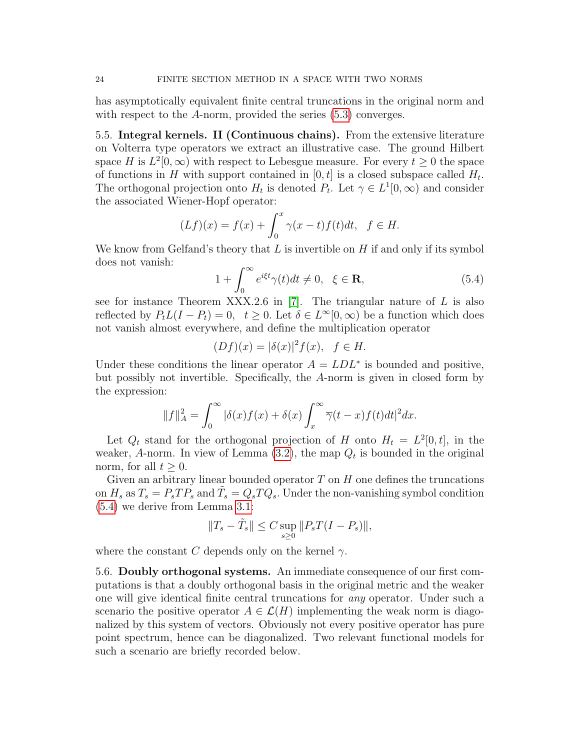has asymptotically equivalent finite central truncations in the original norm and with respect to the $A$-norm, provided the series (5.3) converges.

5.5. **Integral kernels. II (Continuous chains).** From the extensive literature on Volterra type operators we extract an illustrative case. The ground Hilbert space $H$ is $L^2[0,\infty)$ with respect to Lebesgue measure. For every $t \geq 0$ the space of functions in $H$ with support contained in $[0,t]$ is a closed subspace called $H_t$. The orthogonal projection onto $H_t$ is denoted $P_t$. Let $\gamma \in L^1[0,\infty)$ and consider the associated Wiener-Hopf operator:

$$(Lf)(x) = f(x) + \int_0^x \gamma(x-t)f(t)dt, \quad f \in H.$$

We know from Gelfand's theory that $L$ is invertible on $H$ if and only if its symbol does not vanish:

$$1 + \int_0^\infty e^{i\xi t}\gamma(t)dt \neq 0, \quad \xi \in \mathbf{R}, \tag{5.4}$$

see for instance Theorem XXX.2.6 in [7]. The triangular nature of $L$ is also reflected by $P_tL(I-P_t) = 0, \quad t \geq 0$. Let $\delta \in L^\infty[0,\infty)$ be a function which does not vanish almost everywhere, and define the multiplication operator

$$(Df)(x) = |\delta(x)|^2 f(x), \quad f \in H.$$

Under these conditions the linear operator $A = LDL^*$ is bounded and positive, but possibly not invertible. Specifically, the $A$-norm is given in closed form by the expression:

$$\|f\|_A^2 = \int_0^\infty |\delta(x)f(x) + \delta(x)\int_x^\infty \overline{\gamma}(t-x)f(t)dt|^2 dx.$$

Let $Q_t$ stand for the orthogonal projection of $H$ onto $H_t = L^2[0,t]$, in the weaker, $A$-norm. In view of Lemma (3.2), the map $Q_t$ is bounded in the original norm, for all $t \geq 0$.

Given an arbitrary linear bounded operator $T$ on $H$ one defines the truncations on $H_s$ as $T_s = P_sTP_s$ and $\tilde{T}_s = Q_sTQ_s$. Under the non-vanishing symbol condition (5.4) we derive from Lemma 3.1:

$$\|T_s - \tilde{T}_s\| \leq C \sup_{s \geq 0} \|P_sT(I-P_s)\|,$$

where the constant $C$ depends only on the kernel $\gamma$.

5.6. **Doubly orthogonal systems.** An immediate consequence of our first computations is that a doubly orthogonal basis in the original metric and the weaker one will give identical finite central truncations for *any* operator. Under such a scenario the positive operator $A \in \mathcal{L}(H)$ implementing the weak norm is diagonalized by this system of vectors. Obviously not every positive operator has pure point spectrum, hence can be diagonalized. Two relevant functional models for such a scenario are briefly recorded below.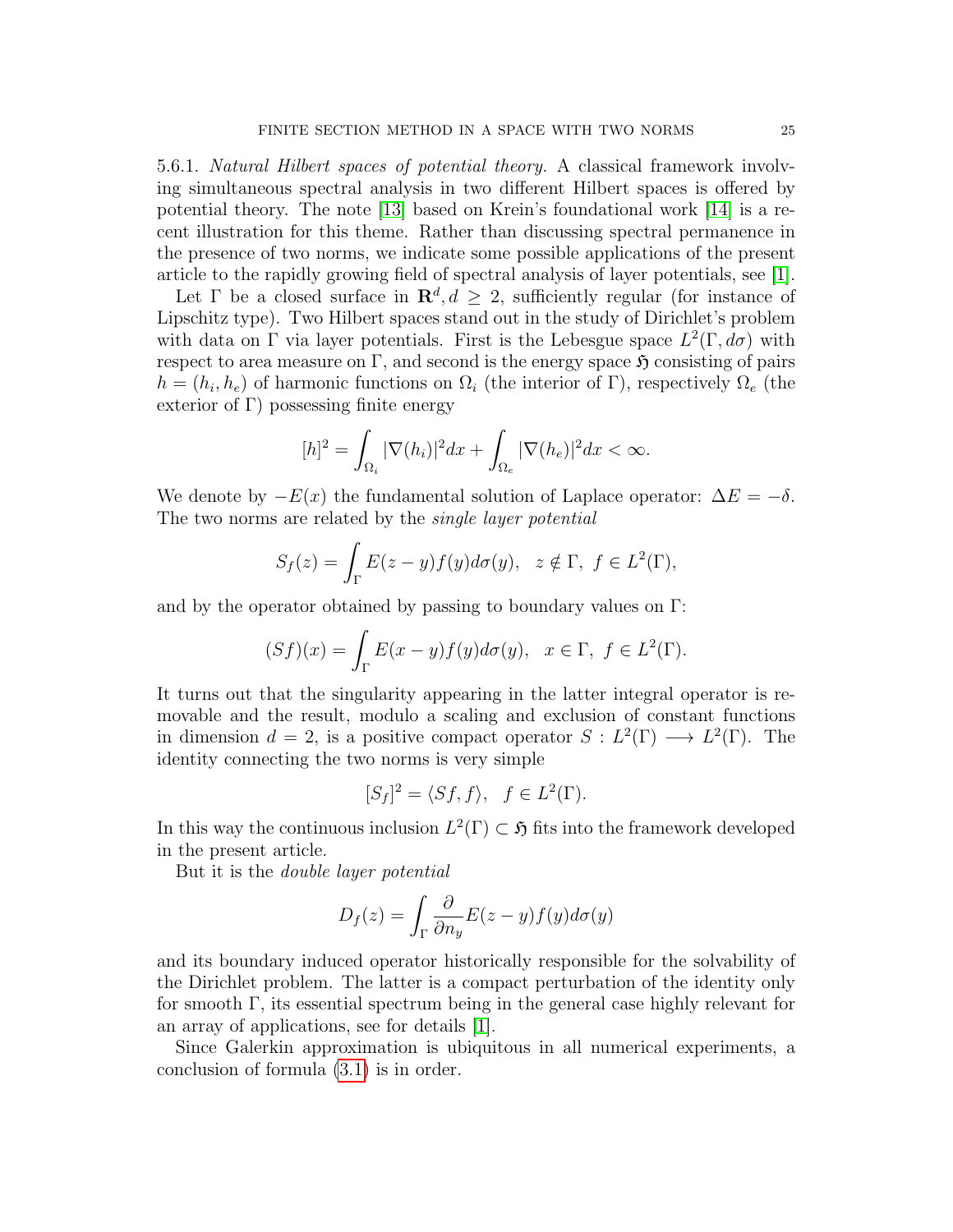5.6.1. *Natural Hilbert spaces of potential theory.* A classical framework involving simultaneous spectral analysis in two different Hilbert spaces is offered by potential theory. The note [13] based on Krein's foundational work [14] is a recent illustration for this theme. Rather than discussing spectral permanence in the presence of two norms, we indicate some possible applications of the present article to the rapidly growing field of spectral analysis of layer potentials, see [1].

Let $\Gamma$ be a closed surface in $\mathbf{R}^d, d \geq 2$, sufficiently regular (for instance of Lipschitz type). Two Hilbert spaces stand out in the study of Dirichlet's problem with data on $\Gamma$ via layer potentials. First is the Lebesgue space $L^2(\Gamma, d\sigma)$ with respect to area measure on $\Gamma$, and second is the energy space $\mathfrak{H}$ consisting of pairs $h = (h_i, h_e)$ of harmonic functions on $\Omega_i$ (the interior of $\Gamma$), respectively $\Omega_e$ (the exterior of $\Gamma$) possessing finite energy

$$[h]^2 = \int_{\Omega_i} |\nabla(h_i)|^2 dx + \int_{\Omega_e} |\nabla(h_e)|^2 dx < \infty.$$

We denote by $-E(x)$ the fundamental solution of Laplace operator: $\Delta E = -\delta$. The two norms are related by the *single layer potential*

$$S_f(z) = \int_\Gamma E(z-y) f(y) d\sigma(y), \quad z \notin \Gamma, \ f \in L^2(\Gamma),$$

and by the operator obtained by passing to boundary values on $\Gamma$:

$$(Sf)(x) = \int_\Gamma E(x-y) f(y) d\sigma(y), \quad x \in \Gamma, \ f \in L^2(\Gamma).$$

It turns out that the singularity appearing in the latter integral operator is removable and the result, modulo a scaling and exclusion of constant functions in dimension $d = 2$, is a positive compact operator $S : L^2(\Gamma) \longrightarrow L^2(\Gamma)$. The identity connecting the two norms is very simple

$$[S_f]^2 = \langle Sf, f \rangle, \quad f \in L^2(\Gamma).$$

In this way the continuous inclusion $L^2(\Gamma) \subset \mathfrak{H}$ fits into the framework developed in the present article.

But it is the *double layer potential*

$$D_f(z) = \int_\Gamma \frac{\partial}{\partial n_y} E(z-y) f(y) d\sigma(y)$$

and its boundary induced operator historically responsible for the solvability of the Dirichlet problem. The latter is a compact perturbation of the identity only for smooth $\Gamma$, its essential spectrum being in the general case highly relevant for an array of applications, see for details [1].

Since Galerkin approximation is ubiquitous in all numerical experiments, a conclusion of formula (3.1) is in order.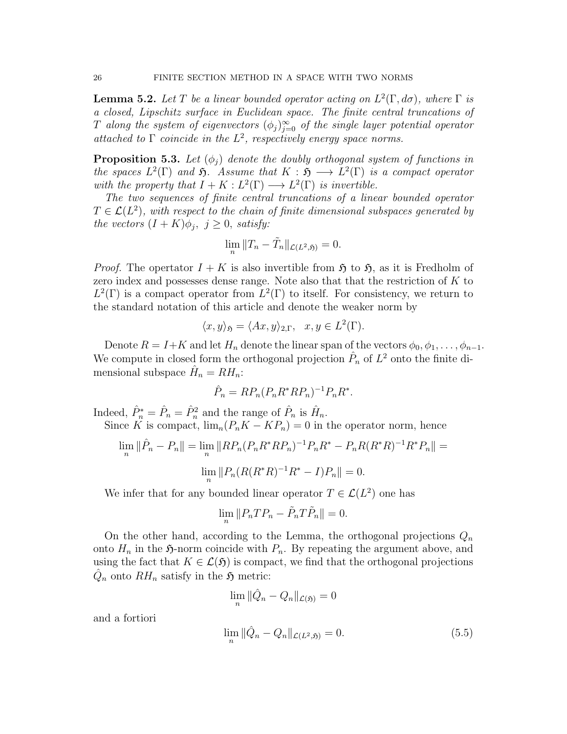**Lemma 5.2.** *Let $T$ be a linear bounded operator acting on $L^2(\Gamma, d\sigma)$, where $\Gamma$ is a closed, Lipschitz surface in Euclidean space. The finite central truncations of $T$ along the system of eigenvectors $(\phi_j)_{j=0}^{\infty}$ of the single layer potential operator attached to $\Gamma$ coincide in the $L^2$, respectively energy space norms.*

**Proposition 5.3.** *Let $(\phi_j)$ denote the doubly orthogonal system of functions in the spaces $L^2(\Gamma)$ and $\mathfrak{H}$. Assume that $K : \mathfrak{H} \longrightarrow L^2(\Gamma)$ is a compact operator with the property that $I + K : L^2(\Gamma) \longrightarrow L^2(\Gamma)$ is invertible.*

*The two sequences of finite central truncations of a linear bounded operator $T \in \mathcal{L}(L^2)$, with respect to the chain of finite dimensional subspaces generated by the vectors $(I + K)\phi_j$, $j \geq 0$, satisfy:*

$$\lim_n \|T_n - \tilde{T}_n\|_{\mathcal{L}(L^2, \mathfrak{H})} = 0.$$

*Proof.* The opertator $I + K$ is also invertible from $\mathfrak{H}$ to $\mathfrak{H}$, as it is Fredholm of zero index and possesses dense range. Note also that that the restriction of $K$ to $L^2(\Gamma)$ is a compact operator from $L^2(\Gamma)$ to itself. For consistency, we return to the standard notation of this article and denote the weaker norm by

$$\langle x, y\rangle_{\mathfrak{H}} = \langle Ax, y\rangle_{2,\Gamma}, \quad x, y \in L^2(\Gamma).$$

Denote $R = I+K$ and let $H_n$ denote the linear span of the vectors $\phi_0, \phi_1, \dots, \phi_{n-1}$. We compute in closed form the orthogonal projection $\hat{P}_n$ of $L^2$ onto the finite dimensional subspace $\hat{H}_n = RH_n$:

$$\hat{P}_n = RP_n(P_n R^* R P_n)^{-1} P_n R^*.$$

Indeed, $\hat{P}_n^* = \hat{P}_n = \hat{P}_n^2$ and the range of $\hat{P}_n$ is $\hat{H}_n$.

Since $K$ is compact, $\lim_n (P_n K - K P_n) = 0$ in the operator norm, hence

$$\lim_n \|\hat{P}_n - P_n\| = \lim_n \|RP_n(P_n R^* R P_n)^{-1} P_n R^* - P_n R(R^*R)^{-1} R^* P_n\| =$$

$$\lim_n \|P_n(R(R^*R)^{-1}R^* - I)P_n\| = 0.$$

We infer that for any bounded linear operator $T \in \mathcal{L}(L^2)$ one has

$$\lim_n \|P_n T P_n - \tilde{P}_n T \tilde{P}_n\| = 0.$$

On the other hand, according to the Lemma, the orthogonal projections $Q_n$ onto $H_n$ in the $\mathfrak{H}$-norm coincide with $P_n$. By repeating the argument above, and using the fact that $K \in \mathcal{L}(\mathfrak{H})$ is compact, we find that the orthogonal projections $\hat{Q}_n$ onto $RH_n$ satisfy in the $\mathfrak{H}$ metric:

$$\lim_n \|\hat{Q}_n - Q_n\|_{\mathcal{L}(\mathfrak{H})} = 0$$

and a fortiori

$$\lim_n \|\hat{Q}_n - Q_n\|_{\mathcal{L}(L^2, \mathfrak{H})} = 0. \tag{5.5}$$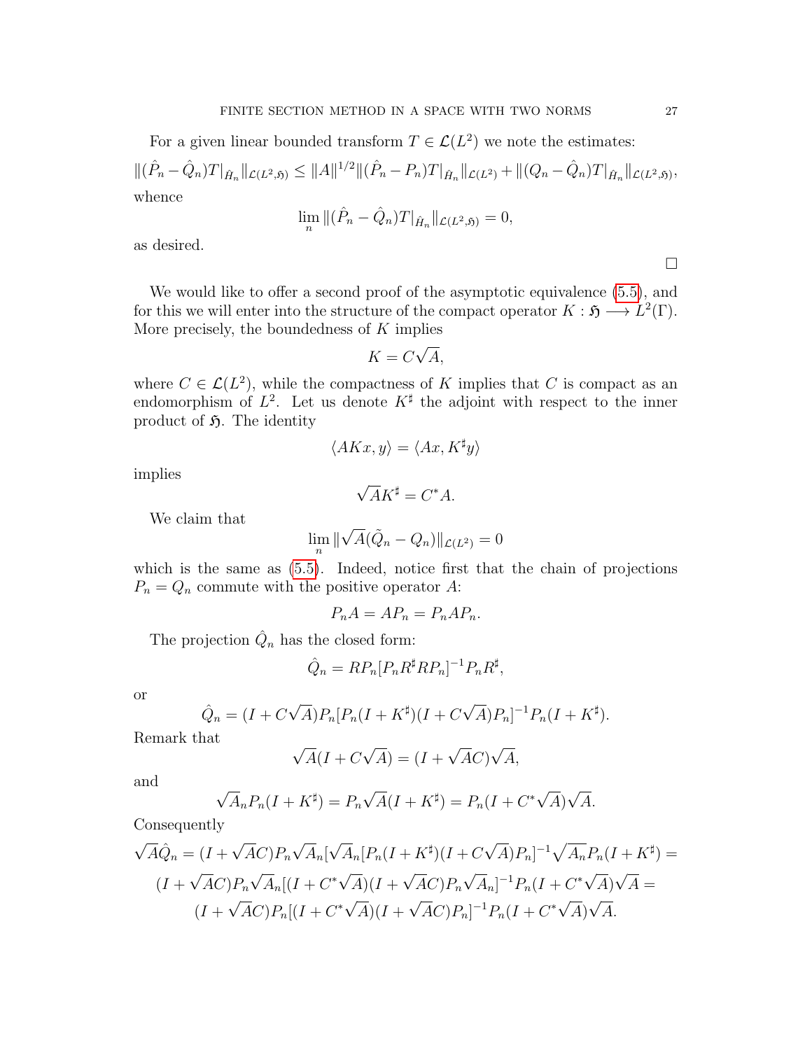For a given linear bounded transform $T \in \mathcal{L}(L^2)$ we note the estimates:

$$\|(\hat{P}_n - \hat{Q}_n)T|_{\hat{H}_n}\|_{\mathcal{L}(L^2,\mathfrak{H})} \leq \|A\|^{1/2}\|(\hat{P}_n - P_n)T|_{\hat{H}_n}\|_{\mathcal{L}(L^2)} + \|(Q_n - \hat{Q}_n)T|_{\hat{H}_n}\|_{\mathcal{L}(L^2,\mathfrak{H})},$$

whence

$$\lim_n \|(\hat{P}_n - \hat{Q}_n)T|_{\hat{H}_n}\|_{\mathcal{L}(L^2,\mathfrak{H})} = 0,$$

as desired.

$\square$

We would like to offer a second proof of the asymptotic equivalence (5.5), and for this we will enter into the structure of the compact operator $K : \mathfrak{H} \longrightarrow L^2(\Gamma)$. More precisely, the boundedness of $K$ implies

$$K = C\sqrt{A},$$

where $C \in \mathcal{L}(L^2)$, while the compactness of $K$ implies that $C$ is compact as an endomorphism of $L^2$. Let us denote $K^\sharp$ the adjoint with respect to the inner product of $\mathfrak{H}$. The identity

$$\langle AKx, y\rangle = \langle Ax, K^\sharp y\rangle$$

implies

$$\sqrt{A}K^\sharp = C^*A.$$

We claim that

$$\lim_n \|\sqrt{A}(\tilde{Q}_n - Q_n)\|_{\mathcal{L}(L^2)} = 0$$

which is the same as (5.5). Indeed, notice first that the chain of projections $P_n = Q_n$ commute with the positive operator $A$:

$$P_n A = AP_n = P_n AP_n.$$

The projection $\hat{Q}_n$ has the closed form:

$$\hat{Q}_n = RP_n[P_n R^\sharp RP_n]^{-1}P_n R^\sharp,$$

or

$$\hat{Q}_n = (I + C\sqrt{A})P_n[P_n(I + K^\sharp)(I + C\sqrt{A})P_n]^{-1}P_n(I + K^\sharp).$$

Remark that

$$\sqrt{A}(I + C\sqrt{A}) = (I + \sqrt{A}C)\sqrt{A},$$

and

$$\sqrt{A}_n P_n(I + K^\sharp) = P_n\sqrt{A}(I + K^\sharp) = P_n(I + C^*\sqrt{A})\sqrt{A}.$$

Consequently

$$\sqrt{A}\hat{Q}_n = (I + \sqrt{A}C)P_n\sqrt{A}_n[\sqrt{A}_n[P_n(I + K^\sharp)(I + C\sqrt{A})P_n]^{-1}\sqrt{A_n}P_n(I + K^\sharp) =$$

$$(I + \sqrt{A}C)P_n\sqrt{A}_n[(I + C^*\sqrt{A})(I + \sqrt{A}C)P_n\sqrt{A}_n]^{-1}P_n(I + C^*\sqrt{A})\sqrt{A} =$$

$$(I + \sqrt{A}C)P_n[(I + C^*\sqrt{A})(I + \sqrt{A}C)P_n]^{-1}P_n(I + C^*\sqrt{A})\sqrt{A}.$$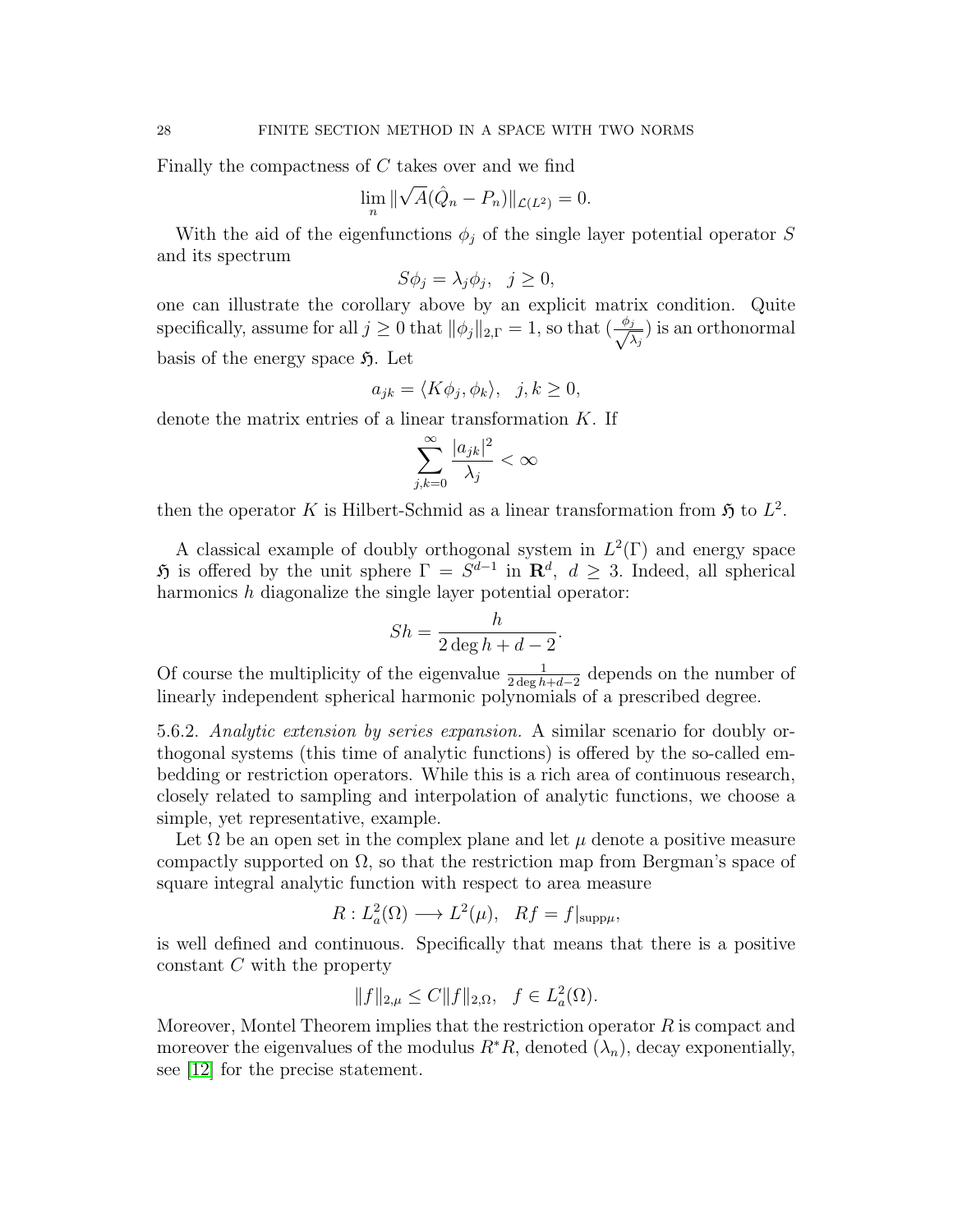Finally the compactness of $C$ takes over and we find

$$\lim_n \|\sqrt{A}(\hat{Q}_n - P_n)\|_{\mathcal{L}(L^2)} = 0.$$

With the aid of the eigenfunctions $\phi_j$ of the single layer potential operator $S$ and its spectrum

$$S\phi_j = \lambda_j \phi_j, \quad j \geq 0,$$

one can illustrate the corollary above by an explicit matrix condition. Quite specifically, assume for all $j \geq 0$ that $\|\phi_j\|_{2,\Gamma} = 1$, so that $(\frac{\phi_j}{\sqrt{\lambda_j}})$ is an orthonormal basis of the energy space $\mathfrak{H}$. Let

$$a_{jk} = \langle K\phi_j, \phi_k \rangle, \quad j, k \geq 0,$$

denote the matrix entries of a linear transformation $K$. If

$$\sum_{j,k=0}^{\infty} \frac{|a_{jk}|^2}{\lambda_j} < \infty$$

then the operator $K$ is Hilbert-Schmid as a linear transformation from $\mathfrak{H}$ to $L^2$.

A classical example of doubly orthogonal system in $L^2(\Gamma)$ and energy space $\mathfrak{H}$ is offered by the unit sphere $\Gamma = S^{d-1}$ in $\mathbf{R}^d$, $d \geq 3$. Indeed, all spherical harmonics $h$ diagonalize the single layer potential operator:

$$Sh = \frac{h}{2 \deg h + d - 2}.$$

Of course the multiplicity of the eigenvalue $\frac{1}{2 \deg h + d - 2}$ depends on the number of linearly independent spherical harmonic polynomials of a prescribed degree.

5.6.2. *Analytic extension by series expansion.* A similar scenario for doubly orthogonal systems (this time of analytic functions) is offered by the so-called embedding or restriction operators. While this is a rich area of continuous research, closely related to sampling and interpolation of analytic functions, we choose a simple, yet representative, example.

Let $\Omega$ be an open set in the complex plane and let $\mu$ denote a positive measure compactly supported on $\Omega$, so that the restriction map from Bergman's space of square integral analytic function with respect to area measure

$$R : L^2_a(\Omega) \longrightarrow L^2(\mu), \quad Rf = f|_{\text{supp}\mu},$$

is well defined and continuous. Specifically that means that there is a positive constant $C$ with the property

$$\|f\|_{2,\mu} \leq C\|f\|_{2,\Omega}, \quad f \in L^2_a(\Omega).$$

Moreover, Montel Theorem implies that the restriction operator $R$ is compact and moreover the eigenvalues of the modulus $R^*R$, denoted $(\lambda_n)$, decay exponentially, see [12] for the precise statement.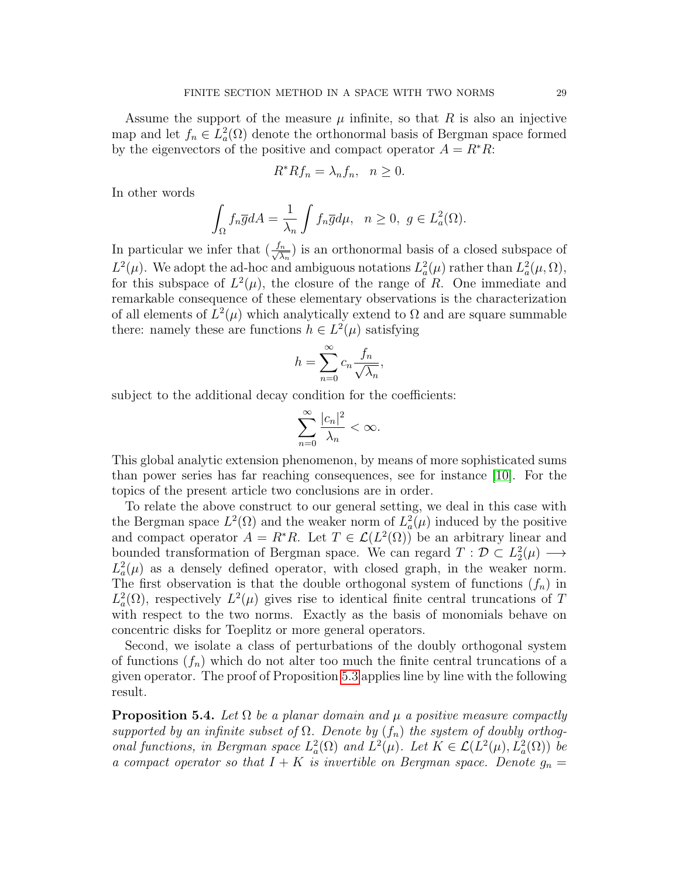Assume the support of the measure $\mu$ infinite, so that $R$ is also an injective map and let $f_n \in L^2_a(\Omega)$ denote the orthonormal basis of Bergman space formed by the eigenvectors of the positive and compact operator $A = R^*R$:

$$R^*Rf_n = \lambda_n f_n, \quad n \geq 0.$$

In other words

$$\int_\Omega f_n \overline{g} dA = \frac{1}{\lambda_n} \int f_n \overline{g} d\mu, \quad n \geq 0, \ g \in L^2_a(\Omega).$$

In particular we infer that $(\frac{f_n}{\sqrt{\lambda_n}})$ is an orthonormal basis of a closed subspace of $L^2(\mu)$. We adopt the ad-hoc and ambiguous notations $L^2_a(\mu)$ rather than $L^2_a(\mu, \Omega)$, for this subspace of $L^2(\mu)$, the closure of the range of $R$. One immediate and remarkable consequence of these elementary observations is the characterization of all elements of $L^2(\mu)$ which analytically extend to $\Omega$ and are square summable there: namely these are functions $h \in L^2(\mu)$ satisfying

$$h = \sum_{n=0}^{\infty} c_n \frac{f_n}{\sqrt{\lambda_n}},$$

subject to the additional decay condition for the coefficients:

$$\sum_{n=0}^{\infty} \frac{|c_n|^2}{\lambda_n} < \infty.$$

This global analytic extension phenomenon, by means of more sophisticated sums than power series has far reaching consequences, see for instance [10]. For the topics of the present article two conclusions are in order.

To relate the above construct to our general setting, we deal in this case with the Bergman space $L^2(\Omega)$ and the weaker norm of $L^2_a(\mu)$ induced by the positive and compact operator $A = R^*R$. Let $T \in \mathcal{L}(L^2(\Omega))$ be an arbitrary linear and bounded transformation of Bergman space. We can regard $T : \mathcal{D} \subset L^2_2(\mu) \longrightarrow L^2_a(\mu)$ as a densely defined operator, with closed graph, in the weaker norm. The first observation is that the double orthogonal system of functions $(f_n)$ in $L^2_a(\Omega)$, respectively $L^2(\mu)$ gives rise to identical finite central truncations of $T$ with respect to the two norms. Exactly as the basis of monomials behave on concentric disks for Toeplitz or more general operators.

Second, we isolate a class of perturbations of the doubly orthogonal system of functions $(f_n)$ which do not alter too much the finite central truncations of a given operator. The proof of Proposition 5.3 applies line by line with the following result.

**Proposition 5.4.** *Let $\Omega$ be a planar domain and $\mu$ a positive measure compactly supported by an infinite subset of $\Omega$. Denote by $(f_n)$ the system of doubly orthogonal functions, in Bergman space $L^2_a(\Omega)$ and $L^2(\mu)$. Let $K \in \mathcal{L}(L^2(\mu), L^2_a(\Omega))$ be a compact operator so that $I + K$ is invertible on Bergman space. Denote $g_n =$*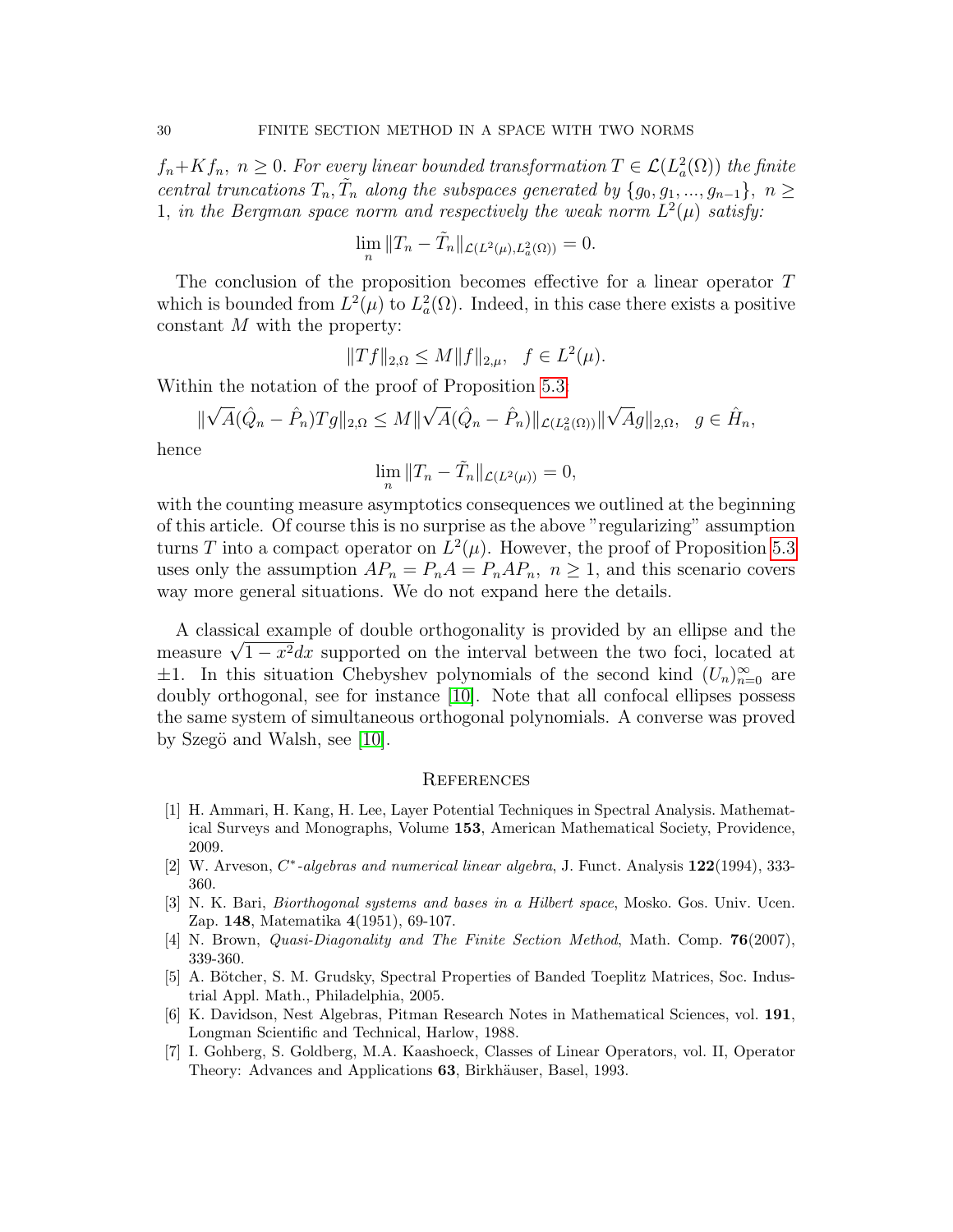$f_n + Kf_n,\ n \geq 0$. *For every linear bounded transformation $T \in \mathcal{L}(L^2_a(\Omega))$ the finite central truncations $T_n, \tilde{T}_n$ along the subspaces generated by $\{g_0, g_1, ..., g_{n-1}\},\ n \geq 1$, in the Bergman space norm and respectively the weak norm $L^2(\mu)$ satisfy:*

$$\lim_n \|T_n - \tilde{T}_n\|_{\mathcal{L}(L^2(\mu), L^2_a(\Omega))} = 0.$$

The conclusion of the proposition becomes effective for a linear operator $T$ which is bounded from $L^2(\mu)$ to $L^2_a(\Omega)$. Indeed, in this case there exists a positive constant $M$ with the property:

$$\|Tf\|_{2,\Omega} \leq M\|f\|_{2,\mu}, \quad f \in L^2(\mu).$$

Within the notation of the proof of Proposition 5.3:

$$\|\sqrt{A}(\hat{Q}_n - \hat{P}_n)Tg\|_{2,\Omega} \leq M\|\sqrt{A}(\hat{Q}_n - \hat{P}_n)\|_{\mathcal{L}(L^2_a(\Omega))}\|\sqrt{A}g\|_{2,\Omega}, \quad g \in \hat{H}_n,$$

hence

$$\lim_n \|T_n - \tilde{T}_n\|_{\mathcal{L}(L^2(\mu))} = 0,$$

with the counting measure asymptotics consequences we outlined at the beginning of this article. Of course this is no surprise as the above "regularizing" assumption turns $T$ into a compact operator on $L^2(\mu)$. However, the proof of Proposition 5.3 uses only the assumption $AP_n = P_nA = P_nAP_n,\ n \geq 1$, and this scenario covers way more general situations. We do not expand here the details.

A classical example of double orthogonality is provided by an ellipse and the measure $\sqrt{1-x^2}dx$ supported on the interval between the two foci, located at $\pm 1$. In this situation Chebyshev polynomials of the second kind $(U_n)_{n=0}^{\infty}$ are doubly orthogonal, see for instance [10]. Note that all confocal ellipses possess the same system of simultaneous orthogonal polynomials. A converse was proved by Szegö and Walsh, see [10].

## References

[1] H. Ammari, H. Kang, H. Lee, Layer Potential Techniques in Spectral Analysis. Mathematical Surveys and Monographs, Volume **153**, American Mathematical Society, Providence, 2009.

[2] W. Arveson, *$C^*$-algebras and numerical linear algebra*, J. Funct. Analysis **122**(1994), 333-360.

[3] N. K. Bari, *Biorthogonal systems and bases in a Hilbert space*, Mosko. Gos. Univ. Ucen. Zap. **148**, Matematika **4**(1951), 69-107.

[4] N. Brown, *Quasi-Diagonality and The Finite Section Method*, Math. Comp. **76**(2007), 339-360.

[5] A. Bötcher, S. M. Grudsky, Spectral Properties of Banded Toeplitz Matrices, Soc. Industrial Appl. Math., Philadelphia, 2005.

[6] K. Davidson, Nest Algebras, Pitman Research Notes in Mathematical Sciences, vol. **191**, Longman Scientific and Technical, Harlow, 1988.

[7] I. Gohberg, S. Goldberg, M.A. Kaashoeck, Classes of Linear Operators, vol. II, Operator Theory: Advances and Applications **63**, Birkhäuser, Basel, 1993.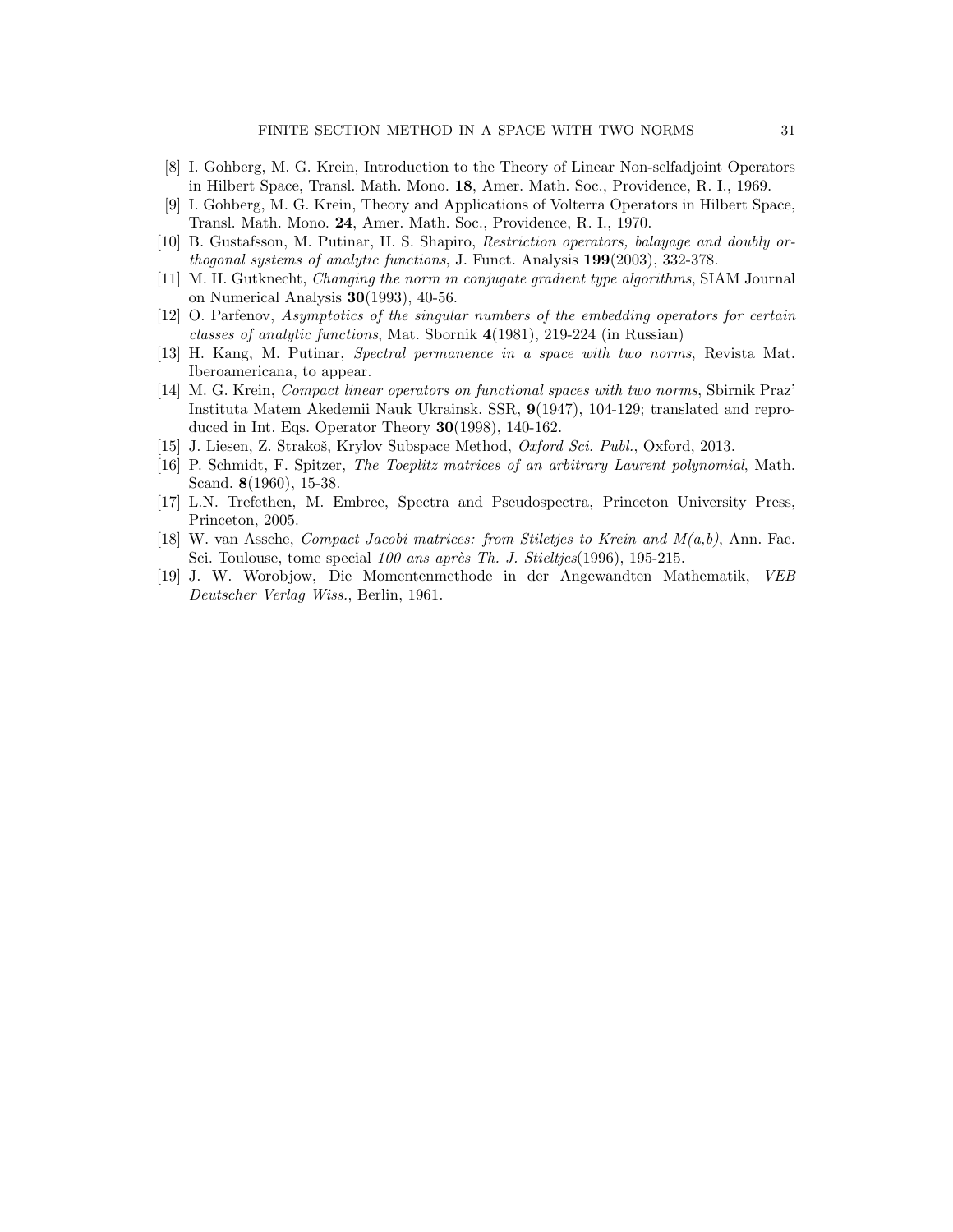[8] I. Gohberg, M. G. Krein, Introduction to the Theory of Linear Non-selfadjoint Operators in Hilbert Space, Transl. Math. Mono. **18**, Amer. Math. Soc., Providence, R. I., 1969.

[9] I. Gohberg, M. G. Krein, Theory and Applications of Volterra Operators in Hilbert Space, Transl. Math. Mono. **24**, Amer. Math. Soc., Providence, R. I., 1970.

[10] B. Gustafsson, M. Putinar, H. S. Shapiro, *Restriction operators, balayage and doubly orthogonal systems of analytic functions*, J. Funct. Analysis **199**(2003), 332-378.

[11] M. H. Gutknecht, *Changing the norm in conjugate gradient type algorithms*, SIAM Journal on Numerical Analysis **30**(1993), 40-56.

[12] O. Parfenov, *Asymptotics of the singular numbers of the embedding operators for certain classes of analytic functions*, Mat. Sbornik **4**(1981), 219-224 (in Russian)

[13] H. Kang, M. Putinar, *Spectral permanence in a space with two norms*, Revista Mat. Iberoamericana, to appear.

[14] M. G. Krein, *Compact linear operators on functional spaces with two norms*, Sbirnik Praz' Instituta Matem Akedemii Nauk Ukrainsk. SSR, **9**(1947), 104-129; translated and reproduced in Int. Eqs. Operator Theory **30**(1998), 140-162.

[15] J. Liesen, Z. Strakoš, Krylov Subspace Method, *Oxford Sci. Publ.*, Oxford, 2013.

[16] P. Schmidt, F. Spitzer, *The Toeplitz matrices of an arbitrary Laurent polynomial*, Math. Scand. **8**(1960), 15-38.

[17] L.N. Trefethen, M. Embree, Spectra and Pseudospectra, Princeton University Press, Princeton, 2005.

[18] W. van Assche, *Compact Jacobi matrices: from Stiletjes to Krein and M(a,b)*, Ann. Fac. Sci. Toulouse, tome special *100 ans après Th. J. Stieltjes*(1996), 195-215.

[19] J. W. Worobjow, Die Momentenmethode in der Angewandten Mathematik, *VEB Deutscher Verlag Wiss.*, Berlin, 1961.